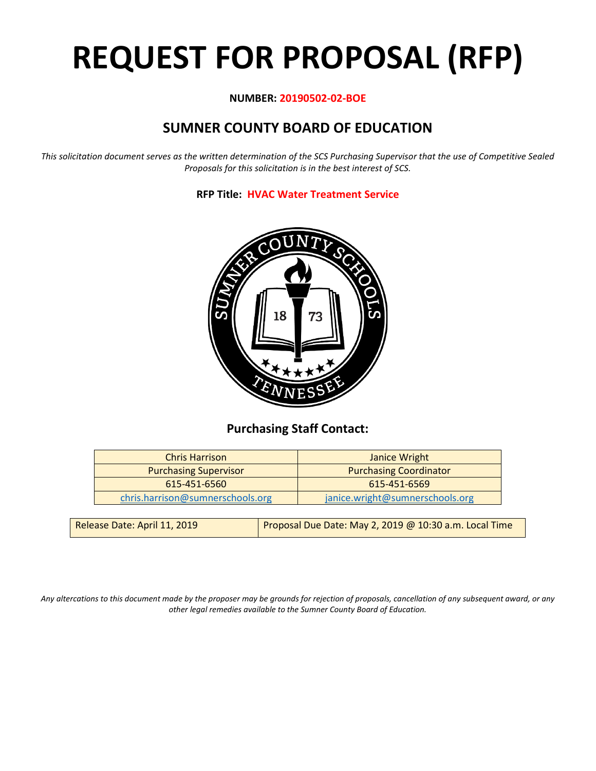# REQUEST FOR PROPOSAL (RFP)

**NUMBER: 20190502-02-BOE**

## SUMNER COUNTY BOARD OF EDUCATION

*This solicitation document serves as the written determination of the SCS Purchasing Supervisor that the use of Competitive Sealed Proposals for this solicitation is in the best interest of SCS.*

**RFP Title: HVAC Water Treatment Service**

### Purchasing Staff Contact:

| Chris Harrison | Janice Wright |
|---|---|
| Purchasing Supervisor | Purchasing Coordinator |
| 615-451-6560 | 615-451-6569 |
| chris.harrison@sumnerschools.org | janice.wright@sumnerschools.org |

| Release Date: April 11, 2019 | Proposal Due Date: May 2, 2019 @ 10:30 a.m. Local Time |
|---|---|

*Any altercations to this document made by the proposer may be grounds for rejection of proposals, cancellation of any subsequent award, or any other legal remedies available to the Sumner County Board of Education.*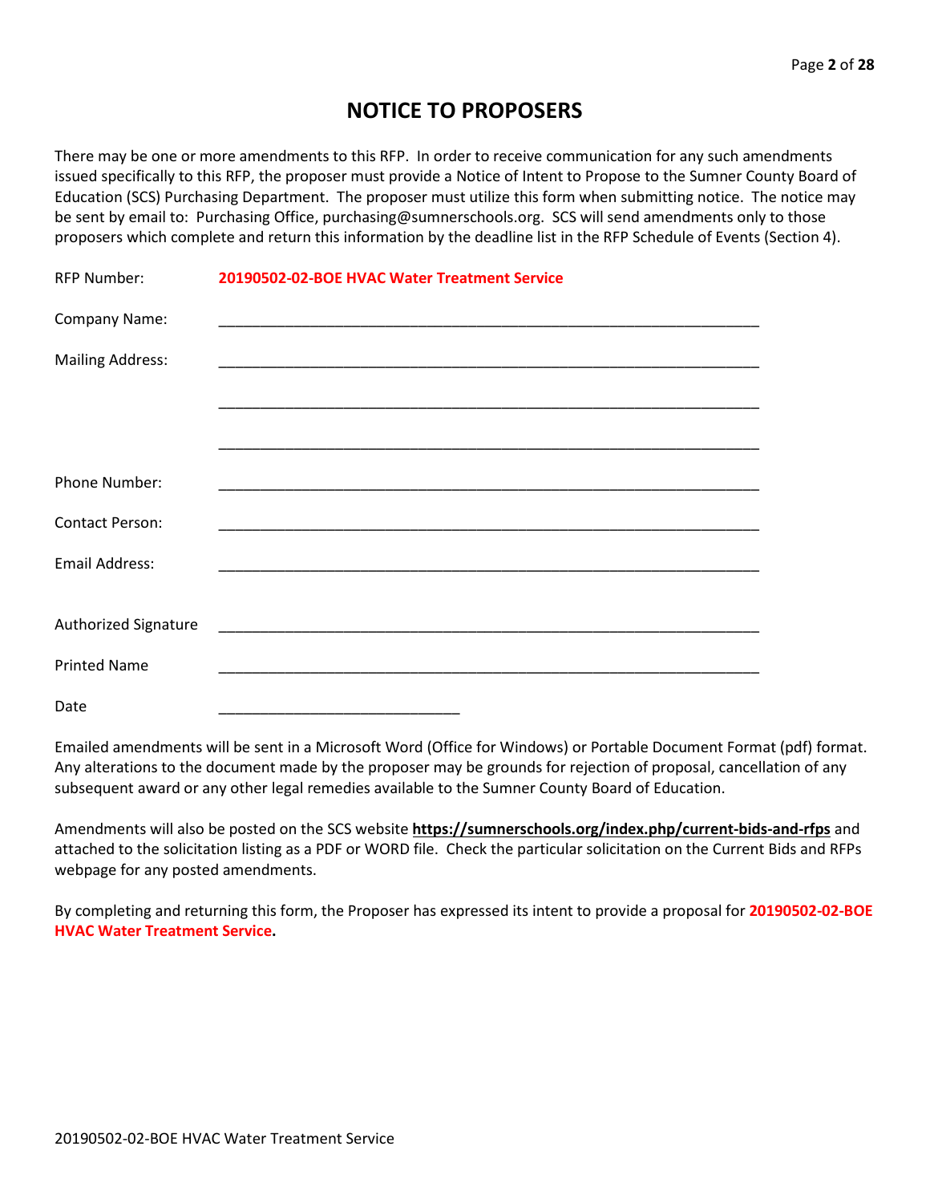# NOTICE TO PROPOSERS

There may be one or more amendments to this RFP. In order to receive communication for any such amendments issued specifically to this RFP, the proposer must provide a Notice of Intent to Propose to the Sumner County Board of Education (SCS) Purchasing Department. The proposer must utilize this form when submitting notice. The notice may be sent by email to: Purchasing Office, purchasing@sumnerschools.org. SCS will send amendments only to those proposers which complete and return this information by the deadline list in the RFP Schedule of Events (Section 4).

RFP Number: **20190502-02-BOE HVAC Water Treatment Service**

Company Name: ____________________________________________________________________

Mailing Address: ____________________________________________________________________

____________________________________________________________________

____________________________________________________________________

Phone Number: ____________________________________________________________________

Contact Person: ____________________________________________________________________

Email Address: ____________________________________________________________________

Authorized Signature ____________________________________________________________________

Printed Name ____________________________________________________________________

Date ______________________________

Emailed amendments will be sent in a Microsoft Word (Office for Windows) or Portable Document Format (pdf) format. Any alterations to the document made by the proposer may be grounds for rejection of proposal, cancellation of any subsequent award or any other legal remedies available to the Sumner County Board of Education.

Amendments will also be posted on the SCS website **https://sumnerschools.org/index.php/current-bids-and-rfps** and attached to the solicitation listing as a PDF or WORD file. Check the particular solicitation on the Current Bids and RFPs webpage for any posted amendments.

By completing and returning this form, the Proposer has expressed its intent to provide a proposal for **20190502-02-BOE HVAC Water Treatment Service.**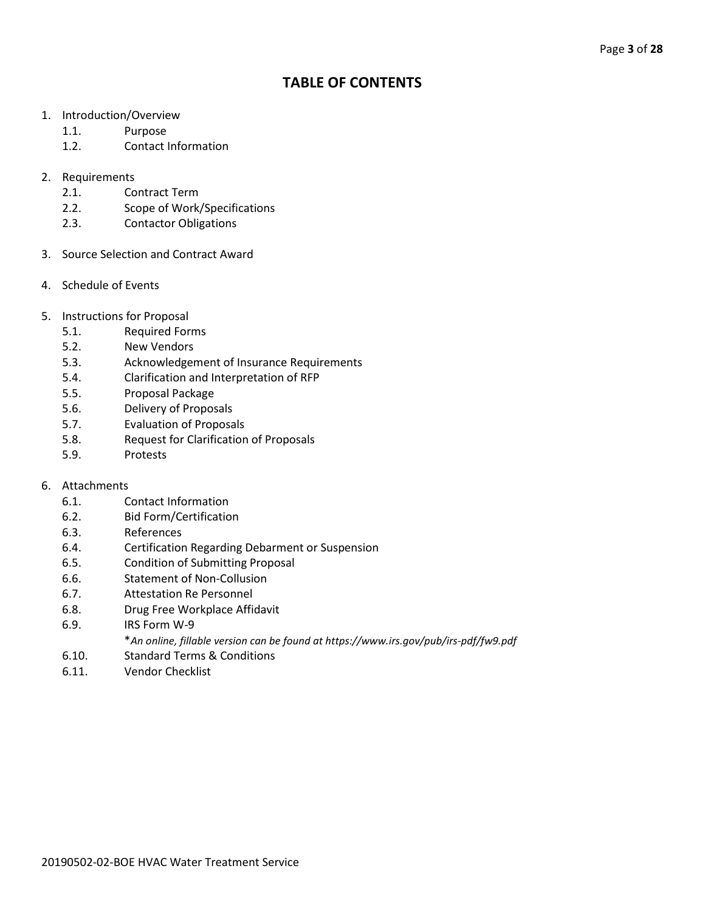# TABLE OF CONTENTS

1. Introduction/Overview
   - 1.1. Purpose
   - 1.2. Contact Information

2. Requirements
   - 2.1. Contract Term
   - 2.2. Scope of Work/Specifications
   - 2.3. Contactor Obligations

3. Source Selection and Contract Award

4. Schedule of Events

5. Instructions for Proposal
   - 5.1. Required Forms
   - 5.2. New Vendors
   - 5.3. Acknowledgement of Insurance Requirements
   - 5.4. Clarification and Interpretation of RFP
   - 5.5. Proposal Package
   - 5.6. Delivery of Proposals
   - 5.7. Evaluation of Proposals
   - 5.8. Request for Clarification of Proposals
   - 5.9. Protests

6. Attachments
   - 6.1. Contact Information
   - 6.2. Bid Form/Certification
   - 6.3. References
   - 6.4. Certification Regarding Debarment or Suspension
   - 6.5. Condition of Submitting Proposal
   - 6.6. Statement of Non-Collusion
   - 6.7. Attestation Re Personnel
   - 6.8. Drug Free Workplace Affidavit
   - 6.9. IRS Form W-9
     
     **An online, fillable version can be found at https://www.irs.gov/pub/irs-pdf/fw9.pdf*
   - 6.10. Standard Terms & Conditions
   - 6.11. Vendor Checklist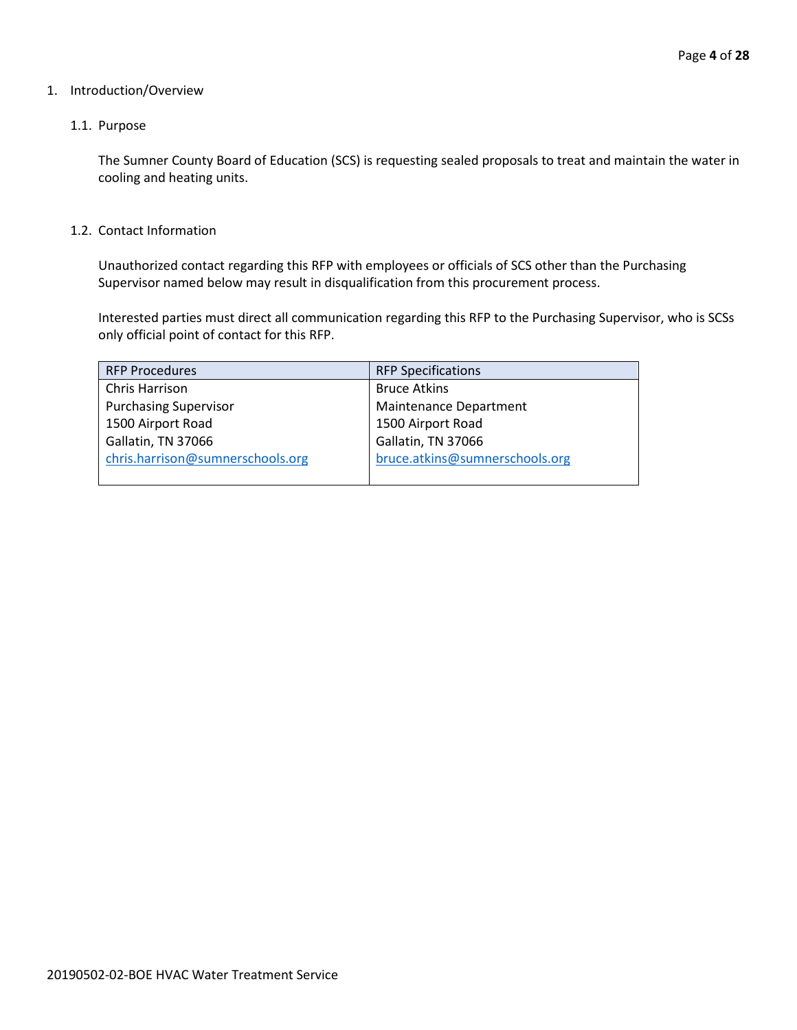# 1. Introduction/Overview

## 1.1. Purpose

The Sumner County Board of Education (SCS) is requesting sealed proposals to treat and maintain the water in cooling and heating units.

## 1.2. Contact Information

Unauthorized contact regarding this RFP with employees or officials of SCS other than the Purchasing Supervisor named below may result in disqualification from this procurement process.

Interested parties must direct all communication regarding this RFP to the Purchasing Supervisor, who is SCSs only official point of contact for this RFP.

| RFP Procedures | RFP Specifications |
|---|---|
| Chris Harrison<br>Purchasing Supervisor<br>1500 Airport Road<br>Gallatin, TN 37066<br>chris.harrison@sumnerschools.org | Bruce Atkins<br>Maintenance Department<br>1500 Airport Road<br>Gallatin, TN 37066<br>bruce.atkins@sumnerschools.org |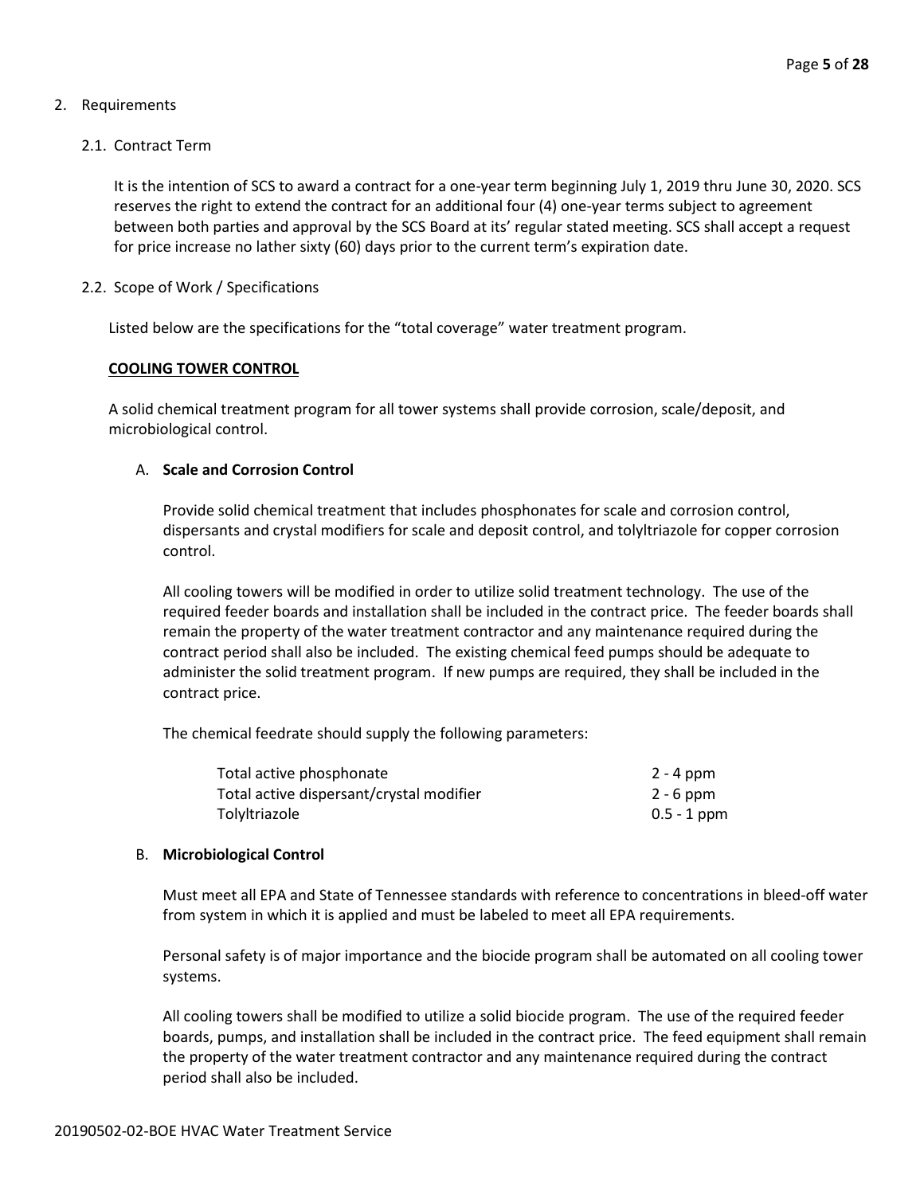2. Requirements

   2.1. Contract Term

   It is the intention of SCS to award a contract for a one-year term beginning July 1, 2019 thru June 30, 2020. SCS reserves the right to extend the contract for an additional four (4) one-year terms subject to agreement between both parties and approval by the SCS Board at its' regular stated meeting. SCS shall accept a request for price increase no lather sixty (60) days prior to the current term's expiration date.

   2.2. Scope of Work / Specifications

   Listed below are the specifications for the "total coverage" water treatment program.

**COOLING TOWER CONTROL**

A solid chemical treatment program for all tower systems shall provide corrosion, scale/deposit, and microbiological control.

A. **Scale and Corrosion Control**

Provide solid chemical treatment that includes phosphonates for scale and corrosion control, dispersants and crystal modifiers for scale and deposit control, and tolyltriazole for copper corrosion control.

All cooling towers will be modified in order to utilize solid treatment technology. The use of the required feeder boards and installation shall be included in the contract price. The feeder boards shall remain the property of the water treatment contractor and any maintenance required during the contract period shall also be included. The existing chemical feed pumps should be adequate to administer the solid treatment program. If new pumps are required, they shall be included in the contract price.

The chemical feedrate should supply the following parameters:

| | |
|---|---|
| Total active phosphonate | 2 - 4 ppm |
| Total active dispersant/crystal modifier | 2 - 6 ppm |
| Tolyltriazole | 0.5 - 1 ppm |

B. **Microbiological Control**

Must meet all EPA and State of Tennessee standards with reference to concentrations in bleed-off water from system in which it is applied and must be labeled to meet all EPA requirements.

Personal safety is of major importance and the biocide program shall be automated on all cooling tower systems.

All cooling towers shall be modified to utilize a solid biocide program. The use of the required feeder boards, pumps, and installation shall be included in the contract price. The feed equipment shall remain the property of the water treatment contractor and any maintenance required during the contract period shall also be included.

20190502-02-BOE HVAC Water Treatment Service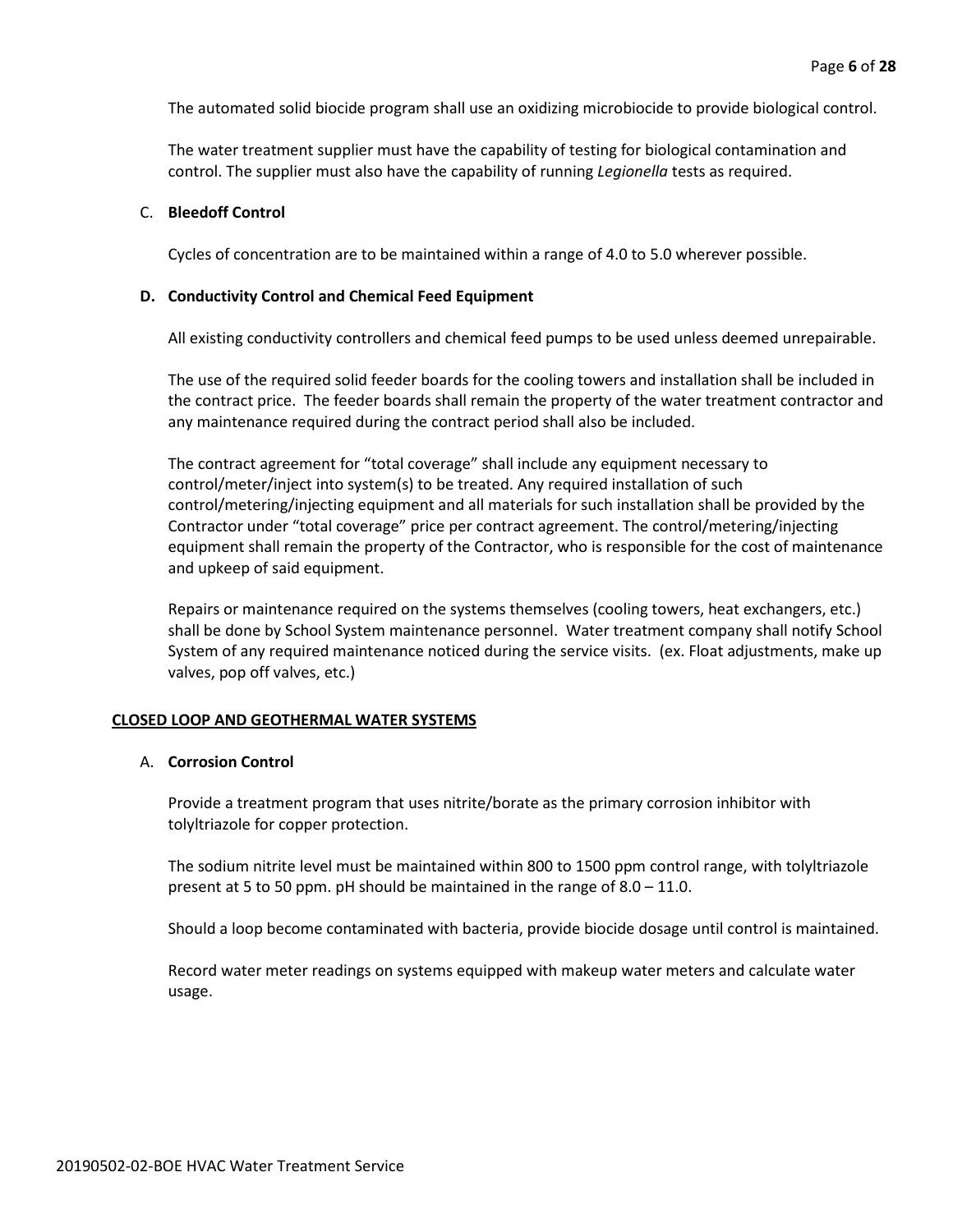The automated solid biocide program shall use an oxidizing microbiocide to provide biological control.

The water treatment supplier must have the capability of testing for biological contamination and control. The supplier must also have the capability of running *Legionella* tests as required.

C. **Bleedoff Control**

Cycles of concentration are to be maintained within a range of 4.0 to 5.0 wherever possible.

**D. Conductivity Control and Chemical Feed Equipment**

All existing conductivity controllers and chemical feed pumps to be used unless deemed unrepairable.

The use of the required solid feeder boards for the cooling towers and installation shall be included in the contract price. The feeder boards shall remain the property of the water treatment contractor and any maintenance required during the contract period shall also be included.

The contract agreement for "total coverage" shall include any equipment necessary to control/meter/inject into system(s) to be treated. Any required installation of such control/metering/injecting equipment and all materials for such installation shall be provided by the Contractor under "total coverage" price per contract agreement. The control/metering/injecting equipment shall remain the property of the Contractor, who is responsible for the cost of maintenance and upkeep of said equipment.

Repairs or maintenance required on the systems themselves (cooling towers, heat exchangers, etc.) shall be done by School System maintenance personnel. Water treatment company shall notify School System of any required maintenance noticed during the service visits. (ex. Float adjustments, make up valves, pop off valves, etc.)

**CLOSED LOOP AND GEOTHERMAL WATER SYSTEMS**

A. **Corrosion Control**

Provide a treatment program that uses nitrite/borate as the primary corrosion inhibitor with tolyltriazole for copper protection.

The sodium nitrite level must be maintained within 800 to 1500 ppm control range, with tolyltriazole present at 5 to 50 ppm. pH should be maintained in the range of 8.0 – 11.0.

Should a loop become contaminated with bacteria, provide biocide dosage until control is maintained.

Record water meter readings on systems equipped with makeup water meters and calculate water usage.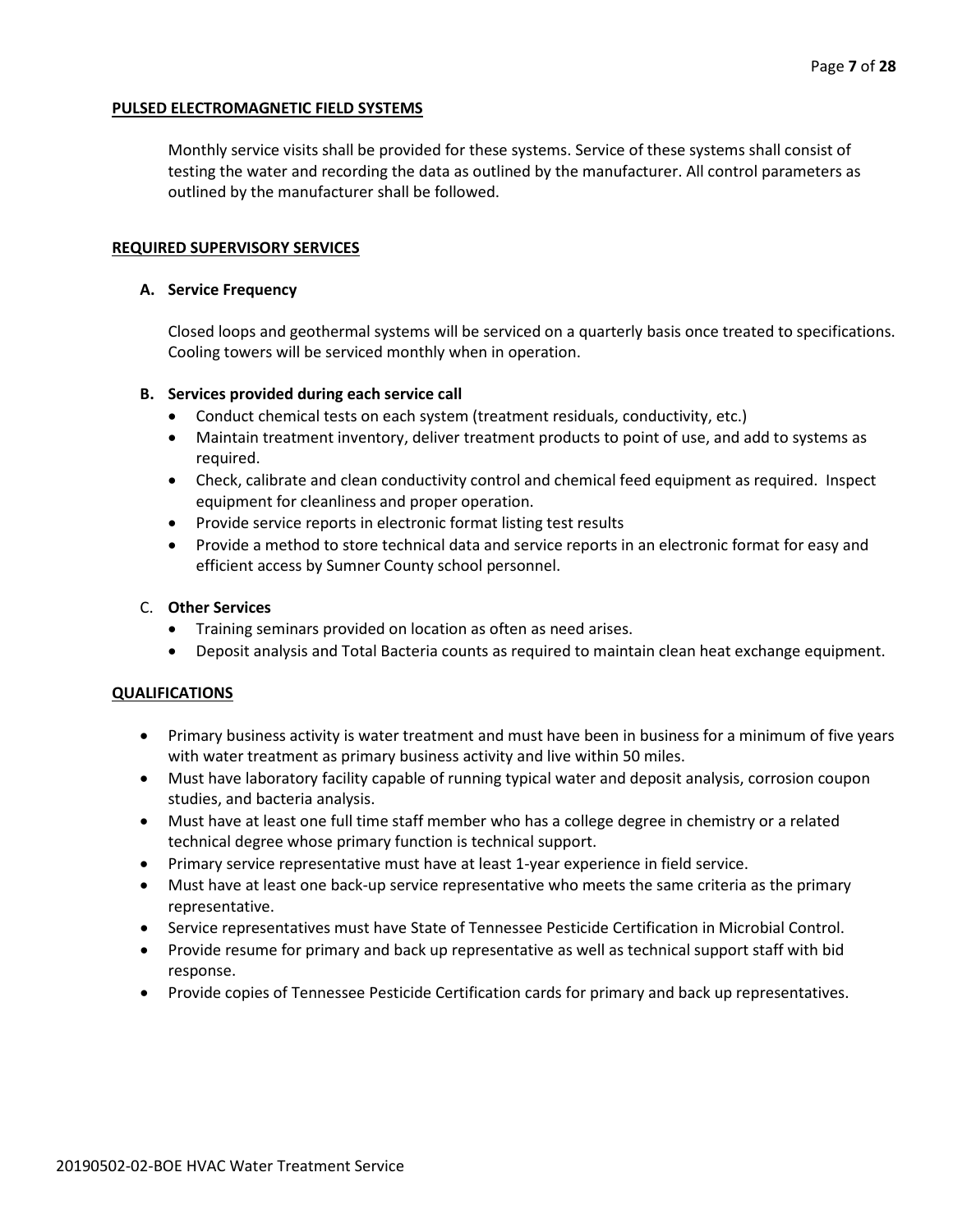## PULSED ELECTROMAGNETIC FIELD SYSTEMS

Monthly service visits shall be provided for these systems. Service of these systems shall consist of testing the water and recording the data as outlined by the manufacturer. All control parameters as outlined by the manufacturer shall be followed.

## REQUIRED SUPERVISORY SERVICES

### A. Service Frequency

Closed loops and geothermal systems will be serviced on a quarterly basis once treated to specifications. Cooling towers will be serviced monthly when in operation.

### B. Services provided during each service call

- Conduct chemical tests on each system (treatment residuals, conductivity, etc.)
- Maintain treatment inventory, deliver treatment products to point of use, and add to systems as required.
- Check, calibrate and clean conductivity control and chemical feed equipment as required. Inspect equipment for cleanliness and proper operation.
- Provide service reports in electronic format listing test results
- Provide a method to store technical data and service reports in an electronic format for easy and efficient access by Sumner County school personnel.

### C. Other Services

- Training seminars provided on location as often as need arises.
- Deposit analysis and Total Bacteria counts as required to maintain clean heat exchange equipment.

## QUALIFICATIONS

- Primary business activity is water treatment and must have been in business for a minimum of five years with water treatment as primary business activity and live within 50 miles.
- Must have laboratory facility capable of running typical water and deposit analysis, corrosion coupon studies, and bacteria analysis.
- Must have at least one full time staff member who has a college degree in chemistry or a related technical degree whose primary function is technical support.
- Primary service representative must have at least 1-year experience in field service.
- Must have at least one back-up service representative who meets the same criteria as the primary representative.
- Service representatives must have State of Tennessee Pesticide Certification in Microbial Control.
- Provide resume for primary and back up representative as well as technical support staff with bid response.
- Provide copies of Tennessee Pesticide Certification cards for primary and back up representatives.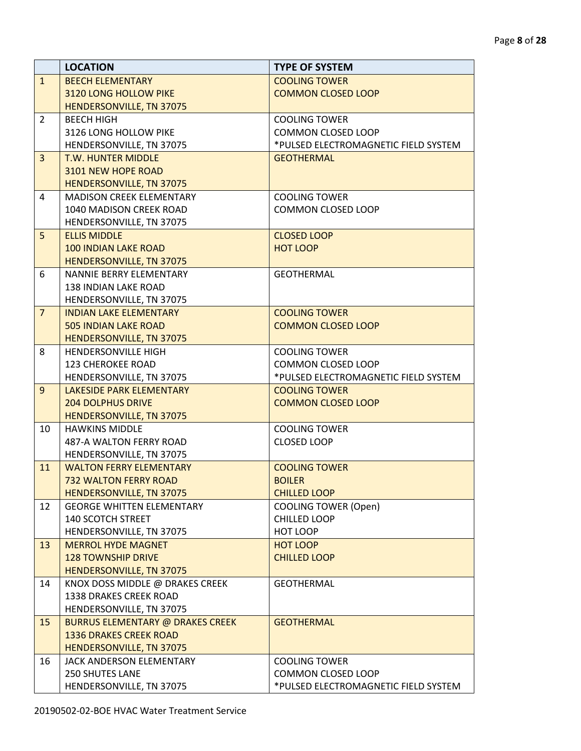| | LOCATION | TYPE OF SYSTEM |
|---|---|---|
| 1 | BEECH ELEMENTARY<br>3120 LONG HOLLOW PIKE<br>HENDERSONVILLE, TN 37075 | COOLING TOWER<br>COMMON CLOSED LOOP |
| 2 | BEECH HIGH<br>3126 LONG HOLLOW PIKE<br>HENDERSONVILLE, TN 37075 | COOLING TOWER<br>COMMON CLOSED LOOP<br>*PULSED ELECTROMAGNETIC FIELD SYSTEM |
| 3 | T.W. HUNTER MIDDLE<br>3101 NEW HOPE ROAD<br>HENDERSONVILLE, TN 37075 | GEOTHERMAL |
| 4 | MADISON CREEK ELEMENTARY<br>1040 MADISON CREEK ROAD<br>HENDERSONVILLE, TN 37075 | COOLING TOWER<br>COMMON CLOSED LOOP |
| 5 | ELLIS MIDDLE<br>100 INDIAN LAKE ROAD<br>HENDERSONVILLE, TN 37075 | CLOSED LOOP<br>HOT LOOP |
| 6 | NANNIE BERRY ELEMENTARY<br>138 INDIAN LAKE ROAD<br>HENDERSONVILLE, TN 37075 | GEOTHERMAL |
| 7 | INDIAN LAKE ELEMENTARY<br>505 INDIAN LAKE ROAD<br>HENDERSONVILLE, TN 37075 | COOLING TOWER<br>COMMON CLOSED LOOP |
| 8 | HENDERSONVILLE HIGH<br>123 CHEROKEE ROAD<br>HENDERSONVILLE, TN 37075 | COOLING TOWER<br>COMMON CLOSED LOOP<br>*PULSED ELECTROMAGNETIC FIELD SYSTEM |
| 9 | LAKESIDE PARK ELEMENTARY<br>204 DOLPHUS DRIVE<br>HENDERSONVILLE, TN 37075 | COOLING TOWER<br>COMMON CLOSED LOOP |
| 10 | HAWKINS MIDDLE<br>487-A WALTON FERRY ROAD<br>HENDERSONVILLE, TN 37075 | COOLING TOWER<br>CLOSED LOOP |
| 11 | WALTON FERRY ELEMENTARY<br>732 WALTON FERRY ROAD<br>HENDERSONVILLE, TN 37075 | COOLING TOWER<br>BOILER<br>CHILLED LOOP |
| 12 | GEORGE WHITTEN ELEMENTARY<br>140 SCOTCH STREET<br>HENDERSONVILLE, TN 37075 | COOLING TOWER (Open)<br>CHILLED LOOP<br>HOT LOOP |
| 13 | MERROL HYDE MAGNET<br>128 TOWNSHIP DRIVE<br>HENDERSONVILLE, TN 37075 | HOT LOOP<br>CHILLED LOOP |
| 14 | KNOX DOSS MIDDLE @ DRAKES CREEK<br>1338 DRAKES CREEK ROAD<br>HENDERSONVILLE, TN 37075 | GEOTHERMAL |
| 15 | BURRUS ELEMENTARY @ DRAKES CREEK<br>1336 DRAKES CREEK ROAD<br>HENDERSONVILLE, TN 37075 | GEOTHERMAL |
| 16 | JACK ANDERSON ELEMENTARY<br>250 SHUTES LANE<br>HENDERSONVILLE, TN 37075 | COOLING TOWER<br>COMMON CLOSED LOOP<br>*PULSED ELECTROMAGNETIC FIELD SYSTEM |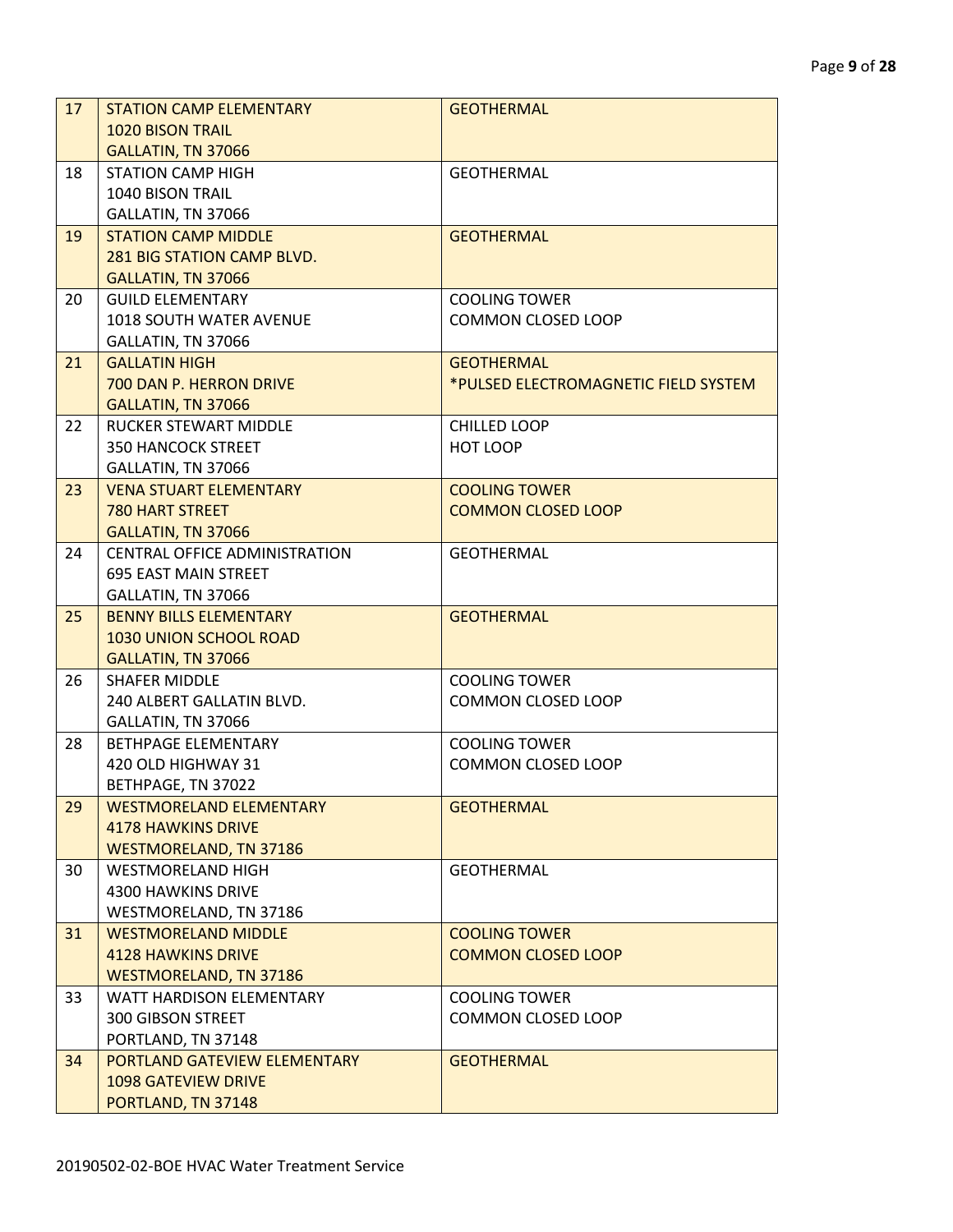| | | |
|---|---|---|
| 17 | STATION CAMP ELEMENTARY<br>1020 BISON TRAIL<br>GALLATIN, TN 37066 | GEOTHERMAL |
| 18 | STATION CAMP HIGH<br>1040 BISON TRAIL<br>GALLATIN, TN 37066 | GEOTHERMAL |
| 19 | STATION CAMP MIDDLE<br>281 BIG STATION CAMP BLVD.<br>GALLATIN, TN 37066 | GEOTHERMAL |
| 20 | GUILD ELEMENTARY<br>1018 SOUTH WATER AVENUE<br>GALLATIN, TN 37066 | COOLING TOWER<br>COMMON CLOSED LOOP |
| 21 | GALLATIN HIGH<br>700 DAN P. HERRON DRIVE<br>GALLATIN, TN 37066 | GEOTHERMAL<br>*PULSED ELECTROMAGNETIC FIELD SYSTEM |
| 22 | RUCKER STEWART MIDDLE<br>350 HANCOCK STREET<br>GALLATIN, TN 37066 | CHILLED LOOP<br>HOT LOOP |
| 23 | VENA STUART ELEMENTARY<br>780 HART STREET<br>GALLATIN, TN 37066 | COOLING TOWER<br>COMMON CLOSED LOOP |
| 24 | CENTRAL OFFICE ADMINISTRATION<br>695 EAST MAIN STREET<br>GALLATIN, TN 37066 | GEOTHERMAL |
| 25 | BENNY BILLS ELEMENTARY<br>1030 UNION SCHOOL ROAD<br>GALLATIN, TN 37066 | GEOTHERMAL |
| 26 | SHAFER MIDDLE<br>240 ALBERT GALLATIN BLVD.<br>GALLATIN, TN 37066 | COOLING TOWER<br>COMMON CLOSED LOOP |
| 28 | BETHPAGE ELEMENTARY<br>420 OLD HIGHWAY 31<br>BETHPAGE, TN 37022 | COOLING TOWER<br>COMMON CLOSED LOOP |
| 29 | WESTMORELAND ELEMENTARY<br>4178 HAWKINS DRIVE<br>WESTMORELAND, TN 37186 | GEOTHERMAL |
| 30 | WESTMORELAND HIGH<br>4300 HAWKINS DRIVE<br>WESTMORELAND, TN 37186 | GEOTHERMAL |
| 31 | WESTMORELAND MIDDLE<br>4128 HAWKINS DRIVE<br>WESTMORELAND, TN 37186 | COOLING TOWER<br>COMMON CLOSED LOOP |
| 33 | WATT HARDISON ELEMENTARY<br>300 GIBSON STREET<br>PORTLAND, TN 37148 | COOLING TOWER<br>COMMON CLOSED LOOP |
| 34 | PORTLAND GATEVIEW ELEMENTARY<br>1098 GATEVIEW DRIVE<br>PORTLAND, TN 37148 | GEOTHERMAL |

20190502-02-BOE HVAC Water Treatment Service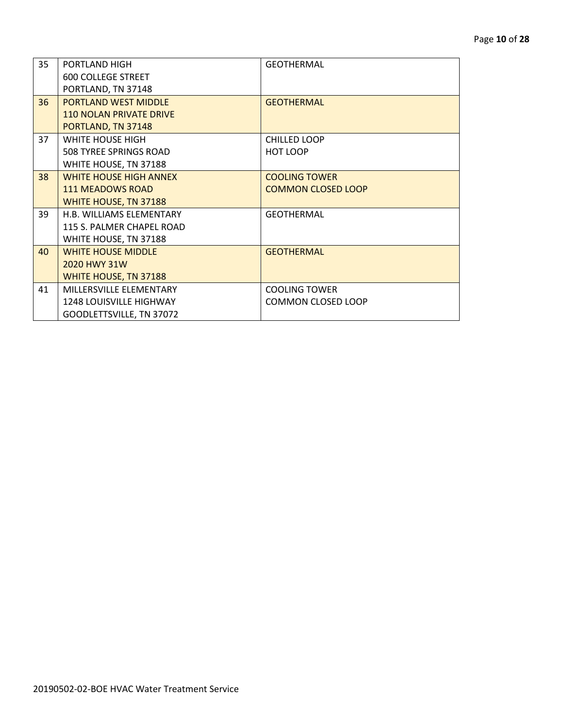| 35 | PORTLAND HIGH<br>600 COLLEGE STREET<br>PORTLAND, TN 37148 | GEOTHERMAL |
|---|---|---|
| 36 | PORTLAND WEST MIDDLE<br>110 NOLAN PRIVATE DRIVE<br>PORTLAND, TN 37148 | GEOTHERMAL |
| 37 | WHITE HOUSE HIGH<br>508 TYREE SPRINGS ROAD<br>WHITE HOUSE, TN 37188 | CHILLED LOOP<br>HOT LOOP |
| 38 | WHITE HOUSE HIGH ANNEX<br>111 MEADOWS ROAD<br>WHITE HOUSE, TN 37188 | COOLING TOWER<br>COMMON CLOSED LOOP |
| 39 | H.B. WILLIAMS ELEMENTARY<br>115 S. PALMER CHAPEL ROAD<br>WHITE HOUSE, TN 37188 | GEOTHERMAL |
| 40 | WHITE HOUSE MIDDLE<br>2020 HWY 31W<br>WHITE HOUSE, TN 37188 | GEOTHERMAL |
| 41 | MILLERSVILLE ELEMENTARY<br>1248 LOUISVILLE HIGHWAY<br>GOODLETTSVILLE, TN 37072 | COOLING TOWER<br>COMMON CLOSED LOOP |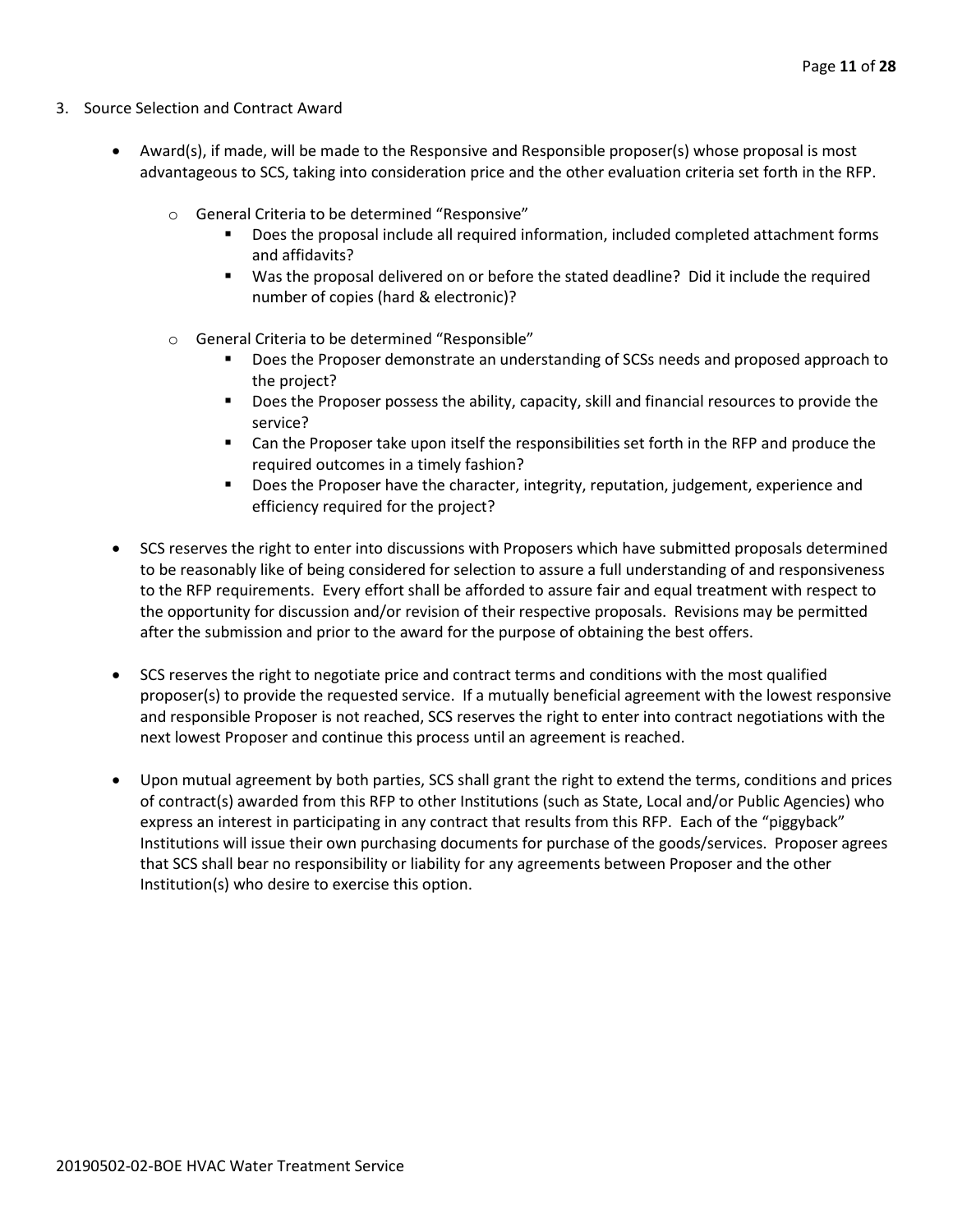3. Source Selection and Contract Award

- Award(s), if made, will be made to the Responsive and Responsible proposer(s) whose proposal is most advantageous to SCS, taking into consideration price and the other evaluation criteria set forth in the RFP.
  - General Criteria to be determined "Responsive"
    - Does the proposal include all required information, included completed attachment forms and affidavits?
    - Was the proposal delivered on or before the stated deadline? Did it include the required number of copies (hard & electronic)?
  - General Criteria to be determined "Responsible"
    - Does the Proposer demonstrate an understanding of SCSs needs and proposed approach to the project?
    - Does the Proposer possess the ability, capacity, skill and financial resources to provide the service?
    - Can the Proposer take upon itself the responsibilities set forth in the RFP and produce the required outcomes in a timely fashion?
    - Does the Proposer have the character, integrity, reputation, judgement, experience and efficiency required for the project?
- SCS reserves the right to enter into discussions with Proposers which have submitted proposals determined to be reasonably like of being considered for selection to assure a full understanding of and responsiveness to the RFP requirements. Every effort shall be afforded to assure fair and equal treatment with respect to the opportunity for discussion and/or revision of their respective proposals. Revisions may be permitted after the submission and prior to the award for the purpose of obtaining the best offers.
- SCS reserves the right to negotiate price and contract terms and conditions with the most qualified proposer(s) to provide the requested service. If a mutually beneficial agreement with the lowest responsive and responsible Proposer is not reached, SCS reserves the right to enter into contract negotiations with the next lowest Proposer and continue this process until an agreement is reached.
- Upon mutual agreement by both parties, SCS shall grant the right to extend the terms, conditions and prices of contract(s) awarded from this RFP to other Institutions (such as State, Local and/or Public Agencies) who express an interest in participating in any contract that results from this RFP. Each of the "piggyback" Institutions will issue their own purchasing documents for purchase of the goods/services. Proposer agrees that SCS shall bear no responsibility or liability for any agreements between Proposer and the other Institution(s) who desire to exercise this option.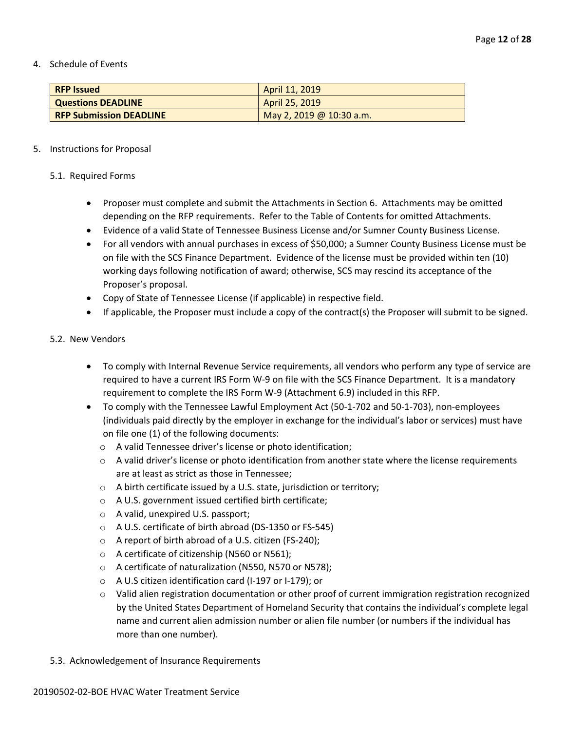4. Schedule of Events

| **RFP Issued** | April 11, 2019 |
|---|---|
| **Questions DEADLINE** | April 25, 2019 |
| **RFP Submission DEADLINE** | May 2, 2019 @ 10:30 a.m. |

5. Instructions for Proposal

5.1. Required Forms

- Proposer must complete and submit the Attachments in Section 6. Attachments may be omitted depending on the RFP requirements. Refer to the Table of Contents for omitted Attachments.
- Evidence of a valid State of Tennessee Business License and/or Sumner County Business License.
- For all vendors with annual purchases in excess of $50,000; a Sumner County Business License must be on file with the SCS Finance Department. Evidence of the license must be provided within ten (10) working days following notification of award; otherwise, SCS may rescind its acceptance of the Proposer's proposal.
- Copy of State of Tennessee License (if applicable) in respective field.
- If applicable, the Proposer must include a copy of the contract(s) the Proposer will submit to be signed.

5.2. New Vendors

- To comply with Internal Revenue Service requirements, all vendors who perform any type of service are required to have a current IRS Form W-9 on file with the SCS Finance Department. It is a mandatory requirement to complete the IRS Form W-9 (Attachment 6.9) included in this RFP.
- To comply with the Tennessee Lawful Employment Act (50-1-702 and 50-1-703), non-employees (individuals paid directly by the employer in exchange for the individual's labor or services) must have on file one (1) of the following documents:
  - A valid Tennessee driver's license or photo identification;
  - A valid driver's license or photo identification from another state where the license requirements are at least as strict as those in Tennessee;
  - A birth certificate issued by a U.S. state, jurisdiction or territory;
  - A U.S. government issued certified birth certificate;
  - A valid, unexpired U.S. passport;
  - A U.S. certificate of birth abroad (DS-1350 or FS-545)
  - A report of birth abroad of a U.S. citizen (FS-240);
  - A certificate of citizenship (N560 or N561);
  - A certificate of naturalization (N550, N570 or N578);
  - A U.S citizen identification card (I-197 or I-179); or
  - Valid alien registration documentation or other proof of current immigration registration recognized by the United States Department of Homeland Security that contains the individual's complete legal name and current alien admission number or alien file number (or numbers if the individual has more than one number).

5.3. Acknowledgement of Insurance Requirements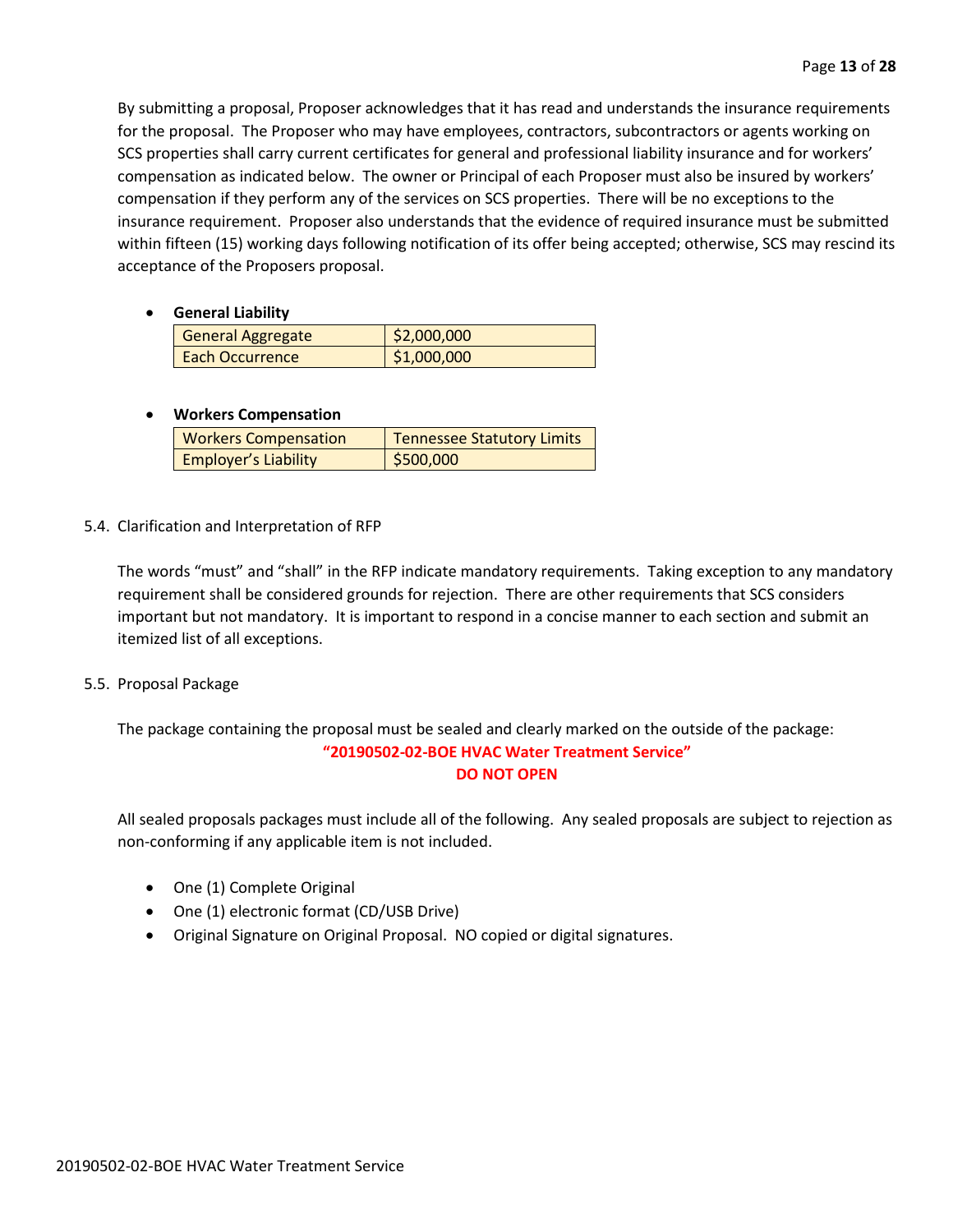By submitting a proposal, Proposer acknowledges that it has read and understands the insurance requirements for the proposal. The Proposer who may have employees, contractors, subcontractors or agents working on SCS properties shall carry current certificates for general and professional liability insurance and for workers' compensation as indicated below. The owner or Principal of each Proposer must also be insured by workers' compensation if they perform any of the services on SCS properties. There will be no exceptions to the insurance requirement. Proposer also understands that the evidence of required insurance must be submitted within fifteen (15) working days following notification of its offer being accepted; otherwise, SCS may rescind its acceptance of the Proposers proposal.

- **General Liability**

| General Aggregate | $2,000,000 |
|---|---|
| Each Occurrence | $1,000,000 |

- **Workers Compensation**

| Workers Compensation | Tennessee Statutory Limits |
|---|---|
| Employer's Liability | $500,000 |

5.4. Clarification and Interpretation of RFP

The words "must" and "shall" in the RFP indicate mandatory requirements. Taking exception to any mandatory requirement shall be considered grounds for rejection. There are other requirements that SCS considers important but not mandatory. It is important to respond in a concise manner to each section and submit an itemized list of all exceptions.

5.5. Proposal Package

The package containing the proposal must be sealed and clearly marked on the outside of the package:

**"20190502-02-BOE HVAC Water Treatment Service"**
**DO NOT OPEN**

All sealed proposals packages must include all of the following. Any sealed proposals are subject to rejection as non-conforming if any applicable item is not included.

- One (1) Complete Original
- One (1) electronic format (CD/USB Drive)
- Original Signature on Original Proposal. NO copied or digital signatures.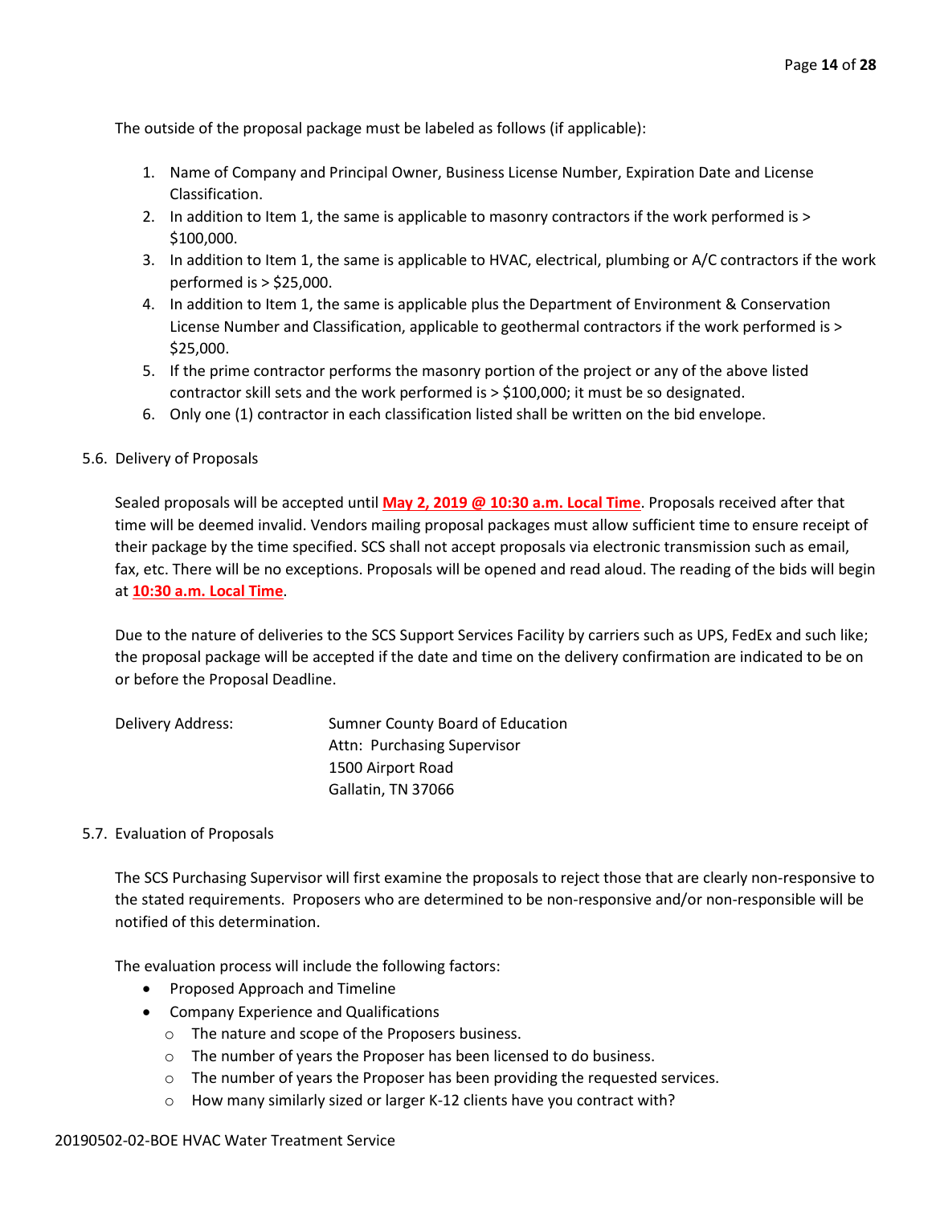The outside of the proposal package must be labeled as follows (if applicable):

1. Name of Company and Principal Owner, Business License Number, Expiration Date and License Classification.
2. In addition to Item 1, the same is applicable to masonry contractors if the work performed is > $100,000.
3. In addition to Item 1, the same is applicable to HVAC, electrical, plumbing or A/C contractors if the work performed is > $25,000.
4. In addition to Item 1, the same is applicable plus the Department of Environment & Conservation License Number and Classification, applicable to geothermal contractors if the work performed is > $25,000.
5. If the prime contractor performs the masonry portion of the project or any of the above listed contractor skill sets and the work performed is > $100,000; it must be so designated.
6. Only one (1) contractor in each classification listed shall be written on the bid envelope.

5.6. Delivery of Proposals

Sealed proposals will be accepted until **May 2, 2019 @ 10:30 a.m. Local Time**. Proposals received after that time will be deemed invalid. Vendors mailing proposal packages must allow sufficient time to ensure receipt of their package by the time specified. SCS shall not accept proposals via electronic transmission such as email, fax, etc. There will be no exceptions. Proposals will be opened and read aloud. The reading of the bids will begin at **10:30 a.m. Local Time**.

Due to the nature of deliveries to the SCS Support Services Facility by carriers such as UPS, FedEx and such like; the proposal package will be accepted if the date and time on the delivery confirmation are indicated to be on or before the Proposal Deadline.

Delivery Address:

Sumner County Board of Education
Attn: Purchasing Supervisor
1500 Airport Road
Gallatin, TN 37066

5.7. Evaluation of Proposals

The SCS Purchasing Supervisor will first examine the proposals to reject those that are clearly non-responsive to the stated requirements. Proposers who are determined to be non-responsive and/or non-responsible will be notified of this determination.

The evaluation process will include the following factors:

- Proposed Approach and Timeline
- Company Experience and Qualifications
  - The nature and scope of the Proposers business.
  - The number of years the Proposer has been licensed to do business.
  - The number of years the Proposer has been providing the requested services.
  - How many similarly sized or larger K-12 clients have you contract with?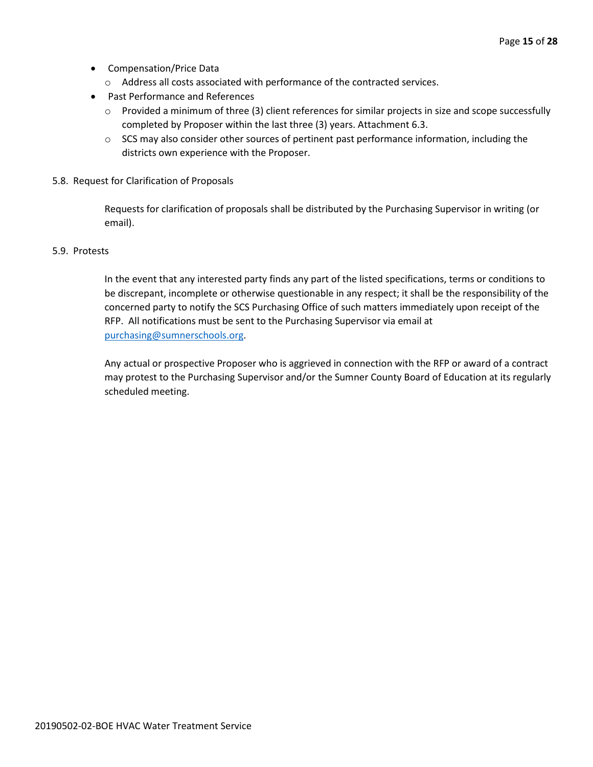- Compensation/Price Data
  - Address all costs associated with performance of the contracted services.
- Past Performance and References
  - Provided a minimum of three (3) client references for similar projects in size and scope successfully completed by Proposer within the last three (3) years. Attachment 6.3.
  - SCS may also consider other sources of pertinent past performance information, including the districts own experience with the Proposer.

5.8. Request for Clarification of Proposals

Requests for clarification of proposals shall be distributed by the Purchasing Supervisor in writing (or email).

5.9. Protests

In the event that any interested party finds any part of the listed specifications, terms or conditions to be discrepant, incomplete or otherwise questionable in any respect; it shall be the responsibility of the concerned party to notify the SCS Purchasing Office of such matters immediately upon receipt of the RFP. All notifications must be sent to the Purchasing Supervisor via email at purchasing@sumnerschools.org.

Any actual or prospective Proposer who is aggrieved in connection with the RFP or award of a contract may protest to the Purchasing Supervisor and/or the Sumner County Board of Education at its regularly scheduled meeting.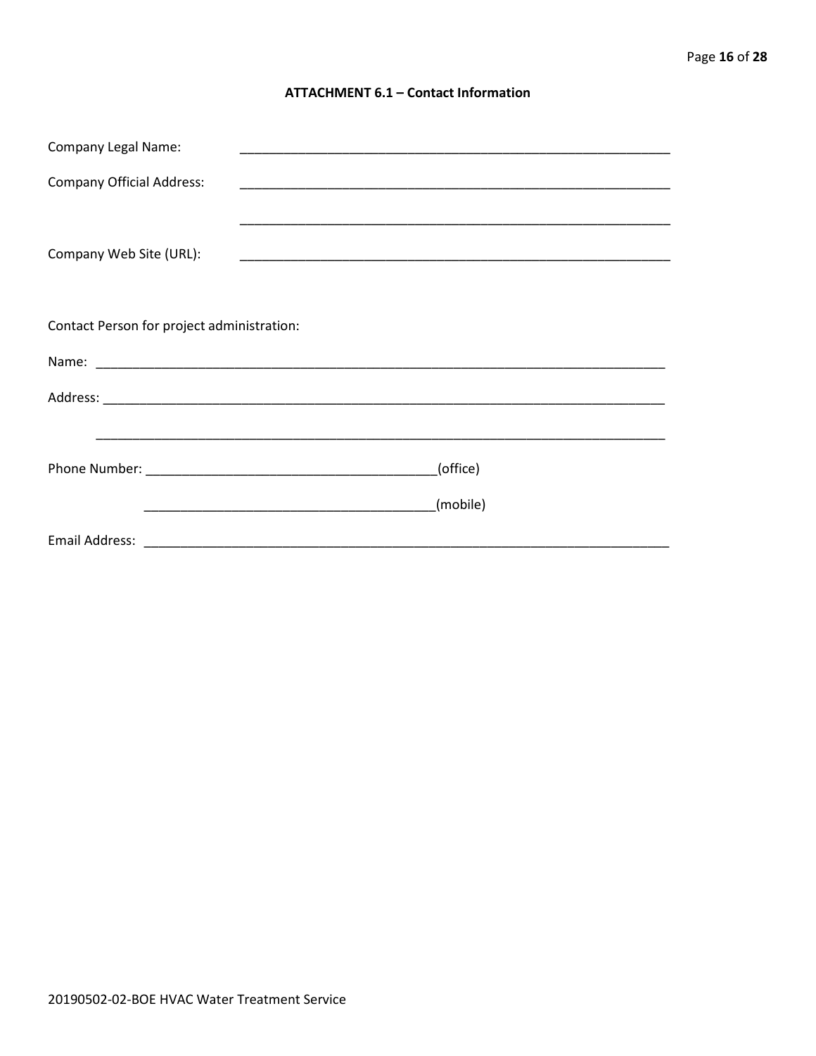## ATTACHMENT 6.1 – Contact Information

Company Legal Name: ____________________________________________________________

Company Official Address: ____________________________________________________________

____________________________________________________________

Company Web Site (URL): ____________________________________________________________

Contact Person for project administration:

Name: ________________________________________________________________________________

Address: ______________________________________________________________________________

______________________________________________________________________________

Phone Number: ________________________________________(office)

________________________________________(mobile)

Email Address: ___________________________________________________________________________

20190502-02-BOE HVAC Water Treatment Service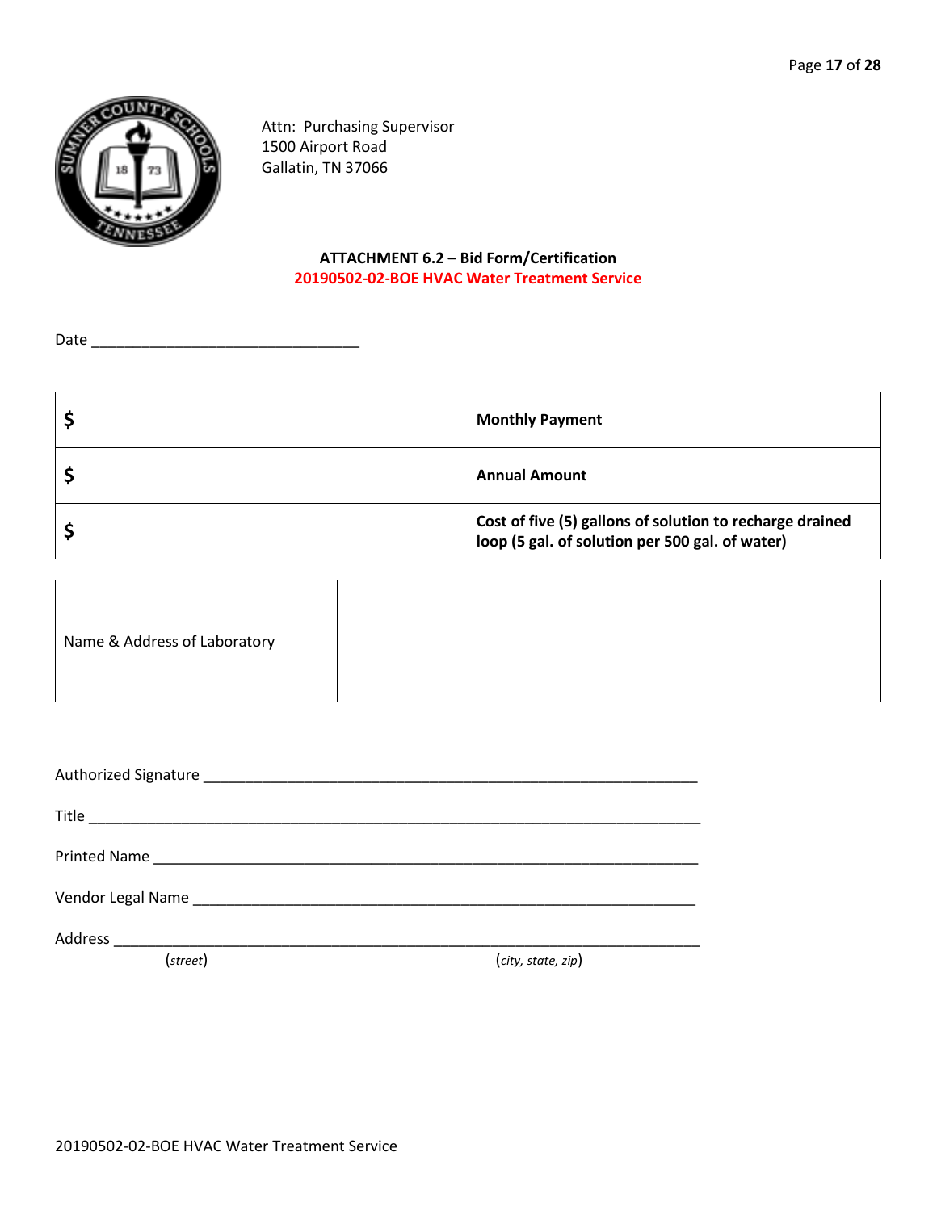Attn: Purchasing Supervisor
1500 Airport Road
Gallatin, TN 37066

**ATTACHMENT 6.2 – Bid Form/Certification**
**20190502-02-BOE HVAC Water Treatment Service**

Date ________________________________

| | |
|---|---|
| **$** | **Monthly Payment** |
| **$** | **Annual Amount** |
| **$** | **Cost of five (5) gallons of solution to recharge drained loop (5 gal. of solution per 500 gal. of water)** |

| | |
|---|---|
| Name & Address of Laboratory | |

Authorized Signature ____________________________________________________________

Title ________________________________________________________________________

Printed Name __________________________________________________________________

Vendor Legal Name _____________________________________________________________

Address ______________________________________________________________________
(*street*) (*city, state, zip*)

20190502-02-BOE HVAC Water Treatment Service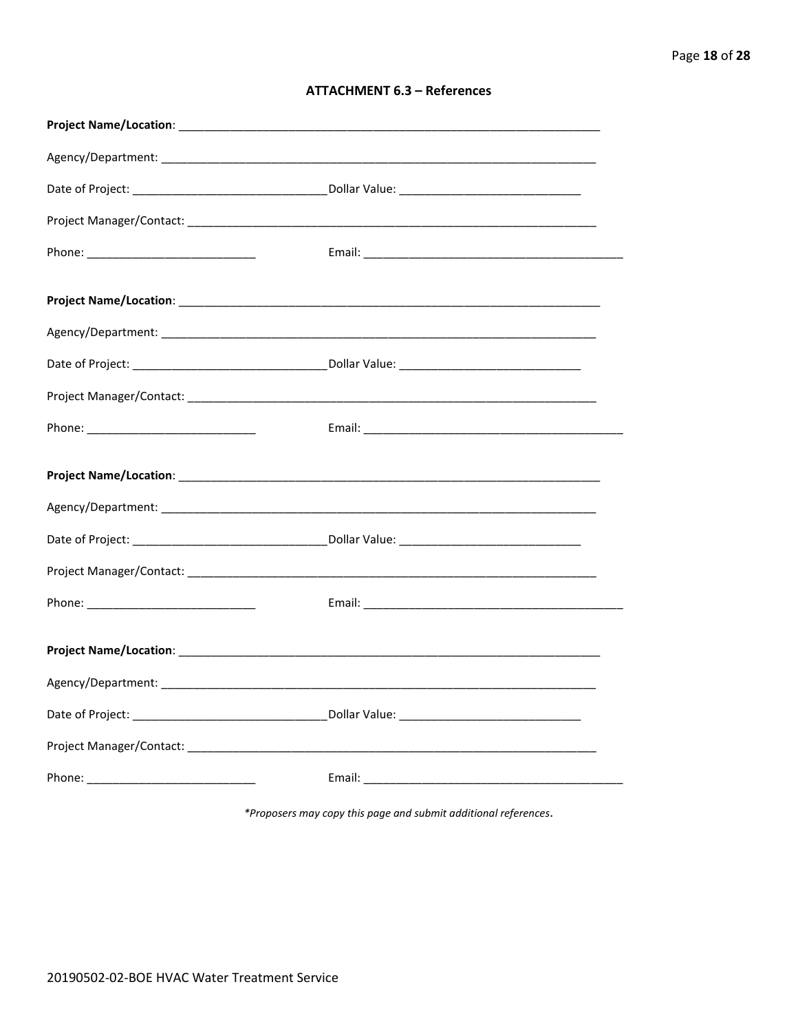## ATTACHMENT 6.3 – References

**Project Name/Location**: ___________________________________________________________________

Agency/Department: ___________________________________________________________________

Date of Project: ______________________________ Dollar Value: ____________________________

Project Manager/Contact: _______________________________________________________________

Phone: __________________________ Email: _________________________________________

**Project Name/Location**: ___________________________________________________________________

Agency/Department: ___________________________________________________________________

Date of Project: ______________________________ Dollar Value: ____________________________

Project Manager/Contact: _______________________________________________________________

Phone: __________________________ Email: _________________________________________

**Project Name/Location**: ___________________________________________________________________

Agency/Department: ___________________________________________________________________

Date of Project: ______________________________ Dollar Value: ____________________________

Project Manager/Contact: _______________________________________________________________

Phone: __________________________ Email: _________________________________________

**Project Name/Location**: ___________________________________________________________________

Agency/Department: ___________________________________________________________________

Date of Project: ______________________________ Dollar Value: ____________________________

Project Manager/Contact: _______________________________________________________________

Phone: __________________________ Email: _________________________________________

*\*Proposers may copy this page and submit additional references*.

20190502-02-BOE HVAC Water Treatment Service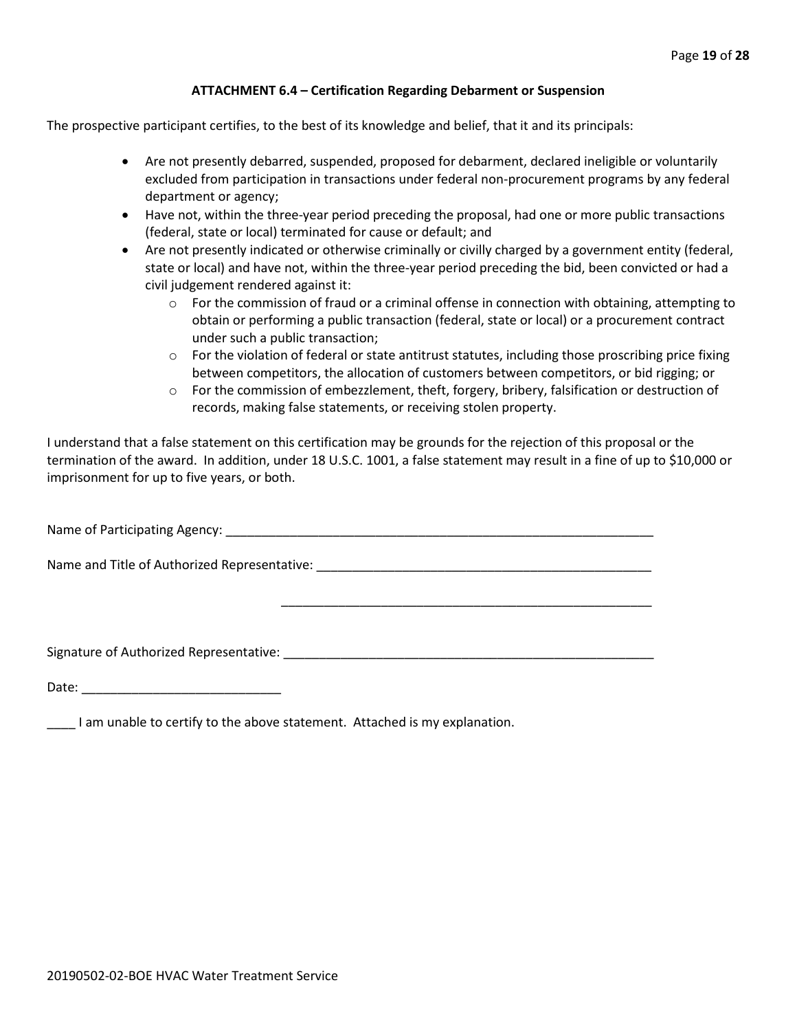### ATTACHMENT 6.4 – Certification Regarding Debarment or Suspension

The prospective participant certifies, to the best of its knowledge and belief, that it and its principals:

- Are not presently debarred, suspended, proposed for debarment, declared ineligible or voluntarily excluded from participation in transactions under federal non-procurement programs by any federal department or agency;
- Have not, within the three-year period preceding the proposal, had one or more public transactions (federal, state or local) terminated for cause or default; and
- Are not presently indicated or otherwise criminally or civilly charged by a government entity (federal, state or local) and have not, within the three-year period preceding the bid, been convicted or had a civil judgement rendered against it:
  - For the commission of fraud or a criminal offense in connection with obtaining, attempting to obtain or performing a public transaction (federal, state or local) or a procurement contract under such a public transaction;
  - For the violation of federal or state antitrust statutes, including those proscribing price fixing between competitors, the allocation of customers between competitors, or bid rigging; or
  - For the commission of embezzlement, theft, forgery, bribery, falsification or destruction of records, making false statements, or receiving stolen property.

I understand that a false statement on this certification may be grounds for the rejection of this proposal or the termination of the award. In addition, under 18 U.S.C. 1001, a false statement may result in a fine of up to $10,000 or imprisonment for up to five years, or both.

Name of Participating Agency: ______________________________________________________________

Name and Title of Authorized Representative: ________________________________________________

______________________________________________________

Signature of Authorized Representative: _____________________________________________________

Date: ____________________________

____ I am unable to certify to the above statement. Attached is my explanation.

20190502-02-BOE HVAC Water Treatment Service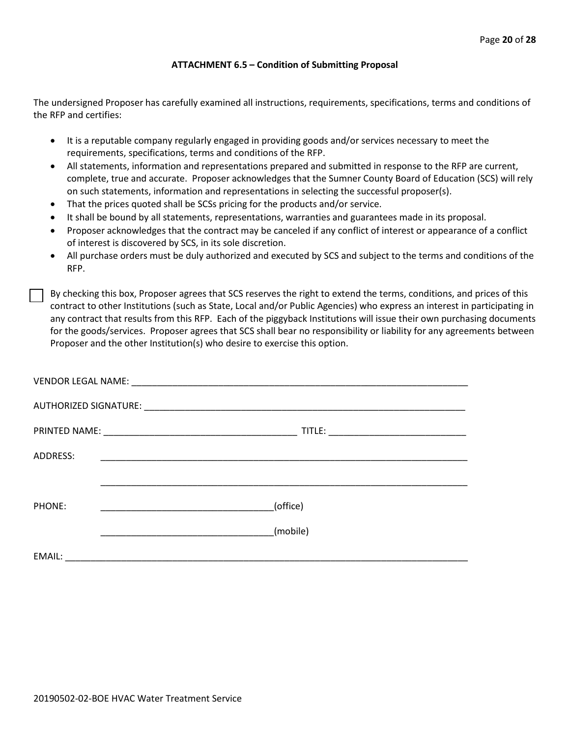## ATTACHMENT 6.5 – Condition of Submitting Proposal

The undersigned Proposer has carefully examined all instructions, requirements, specifications, terms and conditions of the RFP and certifies:

- It is a reputable company regularly engaged in providing goods and/or services necessary to meet the requirements, specifications, terms and conditions of the RFP.
- All statements, information and representations prepared and submitted in response to the RFP are current, complete, true and accurate. Proposer acknowledges that the Sumner County Board of Education (SCS) will rely on such statements, information and representations in selecting the successful proposer(s).
- That the prices quoted shall be SCSs pricing for the products and/or service.
- It shall be bound by all statements, representations, warranties and guarantees made in its proposal.
- Proposer acknowledges that the contract may be canceled if any conflict of interest or appearance of a conflict of interest is discovered by SCS, in its sole discretion.
- All purchase orders must be duly authorized and executed by SCS and subject to the terms and conditions of the RFP.

☐ By checking this box, Proposer agrees that SCS reserves the right to extend the terms, conditions, and prices of this contract to other Institutions (such as State, Local and/or Public Agencies) who express an interest in participating in any contract that results from this RFP. Each of the piggyback Institutions will issue their own purchasing documents for the goods/services. Proposer agrees that SCS shall bear no responsibility or liability for any agreements between Proposer and the other Institution(s) who desire to exercise this option.

VENDOR LEGAL NAME: ___________________________________________________________________

AUTHORIZED SIGNATURE: _______________________________________________________________

PRINTED NAME: _______________________________________ TITLE: ___________________________

ADDRESS: ________________________________________________________________________

________________________________________________________________________

PHONE: __________________________________(office)

__________________________________(mobile)

EMAIL: _______________________________________________________________________________

20190502-02-BOE HVAC Water Treatment Service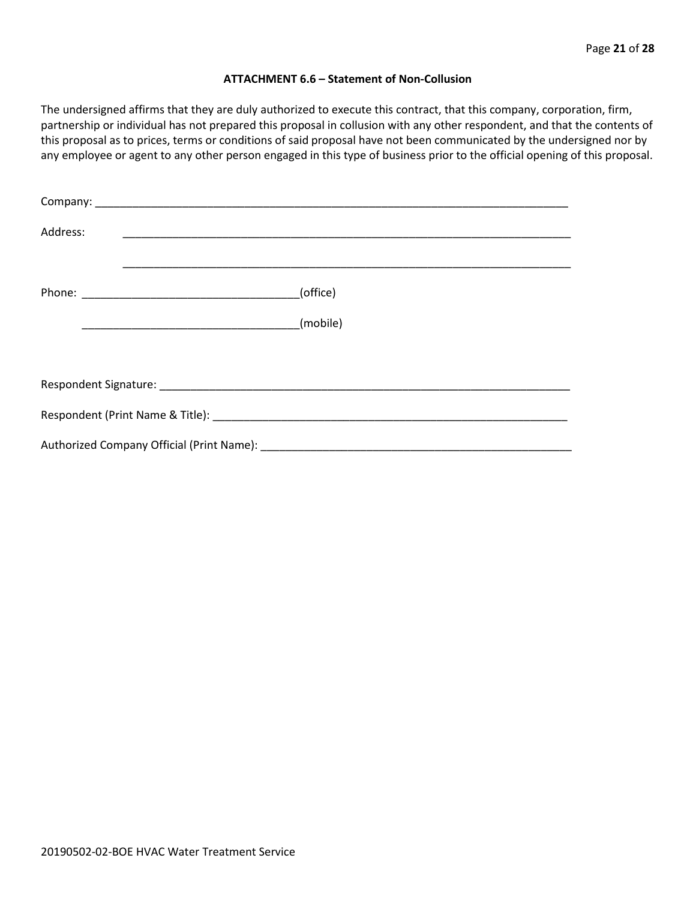### ATTACHMENT 6.6 – Statement of Non-Collusion

The undersigned affirms that they are duly authorized to execute this contract, that this company, corporation, firm, partnership or individual has not prepared this proposal in collusion with any other respondent, and that the contents of this proposal as to prices, terms or conditions of said proposal have not been communicated by the undersigned nor by any employee or agent to any other person engaged in this type of business prior to the official opening of this proposal.

Company: ______________________________________________________________________________

Address: ___________________________________________________________________________

___________________________________________________________________________

Phone: ___________________________________(office)

___________________________________(mobile)

Respondent Signature: ____________________________________________________________________

Respondent (Print Name & Title): ___________________________________________________________

Authorized Company Official (Print Name): ___________________________________________________

20190502-02-BOE HVAC Water Treatment Service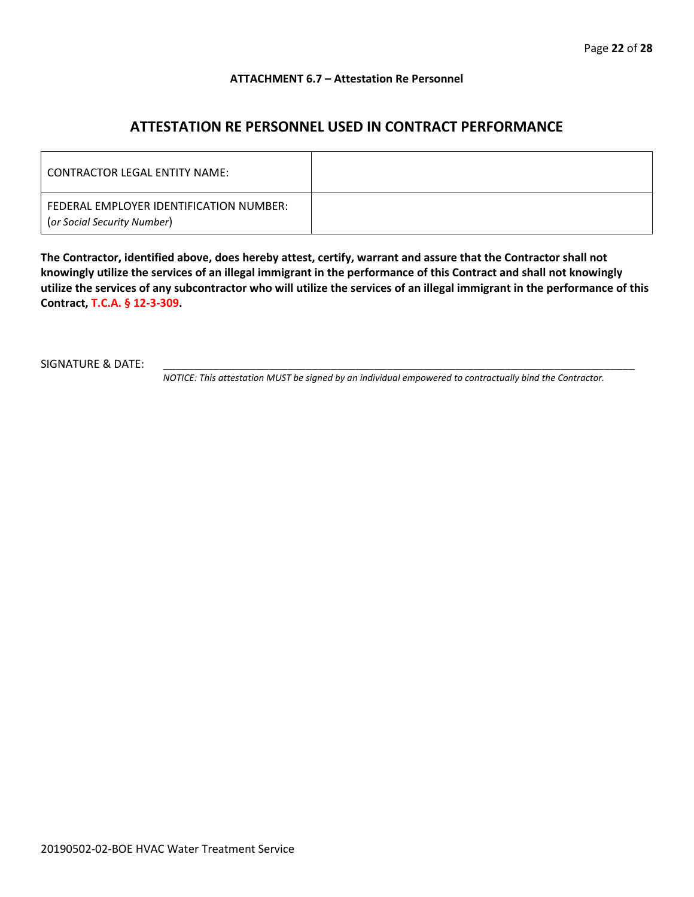**ATTACHMENT 6.7 – Attestation Re Personnel**

## ATTESTATION RE PERSONNEL USED IN CONTRACT PERFORMANCE

| CONTRACTOR LEGAL ENTITY NAME: | |
|---|---|
| FEDERAL EMPLOYER IDENTIFICATION NUMBER: (*or Social Security Number*) | |

**The Contractor, identified above, does hereby attest, certify, warrant and assure that the Contractor shall not knowingly utilize the services of an illegal immigrant in the performance of this Contract and shall not knowingly utilize the services of any subcontractor who will utilize the services of an illegal immigrant in the performance of this Contract, T.C.A. § 12-3-309.**

SIGNATURE & DATE: ________________________________________________________________________________

*NOTICE: This attestation MUST be signed by an individual empowered to contractually bind the Contractor.*

20190502-02-BOE HVAC Water Treatment Service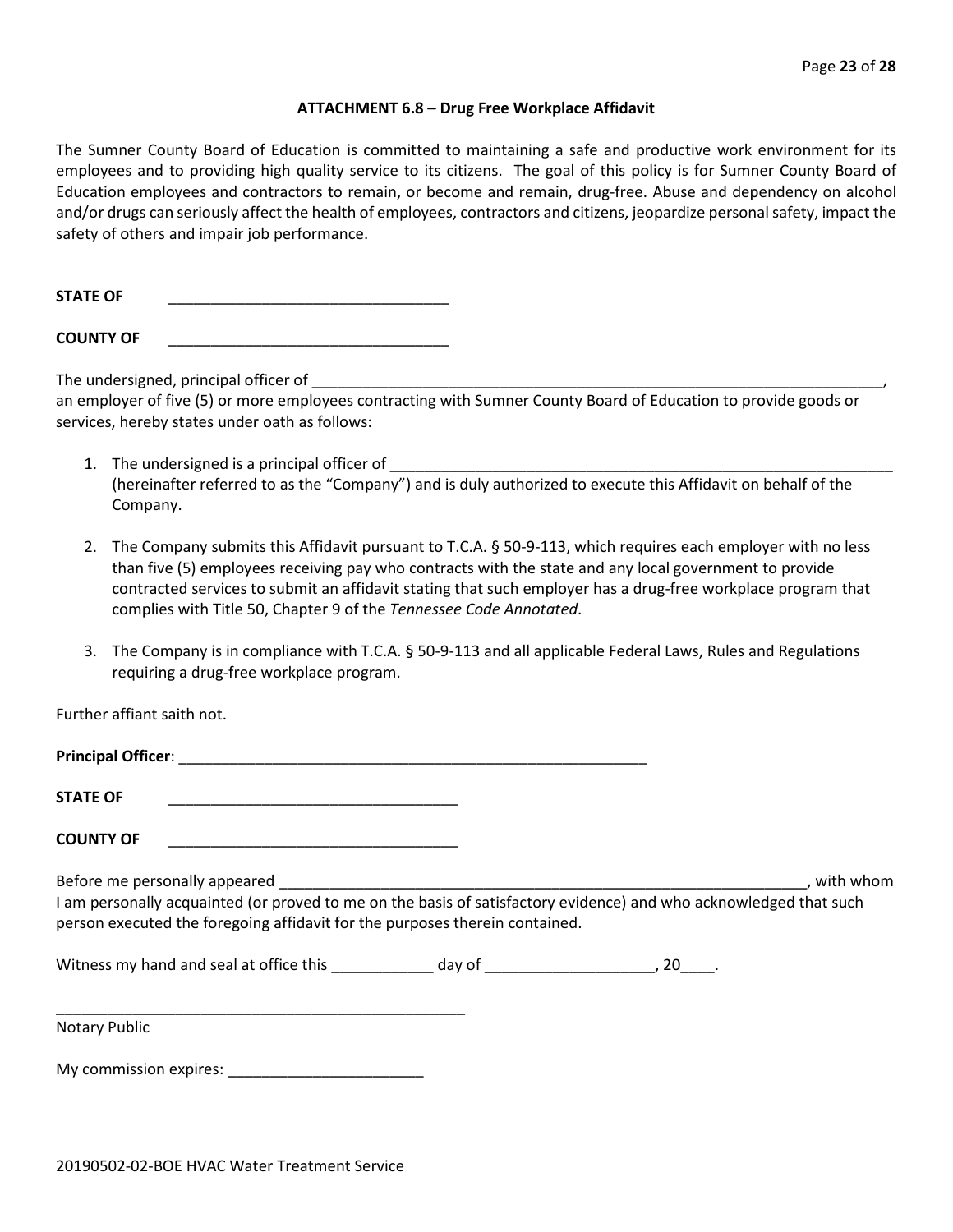### ATTACHMENT 6.8 – Drug Free Workplace Affidavit

The Sumner County Board of Education is committed to maintaining a safe and productive work environment for its employees and to providing high quality service to its citizens. The goal of this policy is for Sumner County Board of Education employees and contractors to remain, or become and remain, drug-free. Abuse and dependency on alcohol and/or drugs can seriously affect the health of employees, contractors and citizens, jeopardize personal safety, impact the safety of others and impair job performance.

**STATE OF** _________________________________

**COUNTY OF** _________________________________

The undersigned, principal officer of _______________________________________________________________________, an employer of five (5) or more employees contracting with Sumner County Board of Education to provide goods or services, hereby states under oath as follows:

1. The undersigned is a principal officer of _____________________________________________________________ (hereinafter referred to as the "Company") and is duly authorized to execute this Affidavit on behalf of the Company.

2. The Company submits this Affidavit pursuant to T.C.A. § 50-9-113, which requires each employer with no less than five (5) employees receiving pay who contracts with the state and any local government to provide contracted services to submit an affidavit stating that such employer has a drug-free workplace program that complies with Title 50, Chapter 9 of the *Tennessee Code Annotated*.

3. The Company is in compliance with T.C.A. § 50-9-113 and all applicable Federal Laws, Rules and Regulations requiring a drug-free workplace program.

Further affiant saith not.

**Principal Officer**: _______________________________________________________

**STATE OF** __________________________________

**COUNTY OF** __________________________________

Before me personally appeared ______________________________________________________________, with whom I am personally acquainted (or proved to me on the basis of satisfactory evidence) and who acknowledged that such person executed the foregoing affidavit for the purposes therein contained.

Witness my hand and seal at office this ____________ day of ____________________, 20____.

__________________________________________________

Notary Public

My commission expires: _______________________

20190502-02-BOE HVAC Water Treatment Service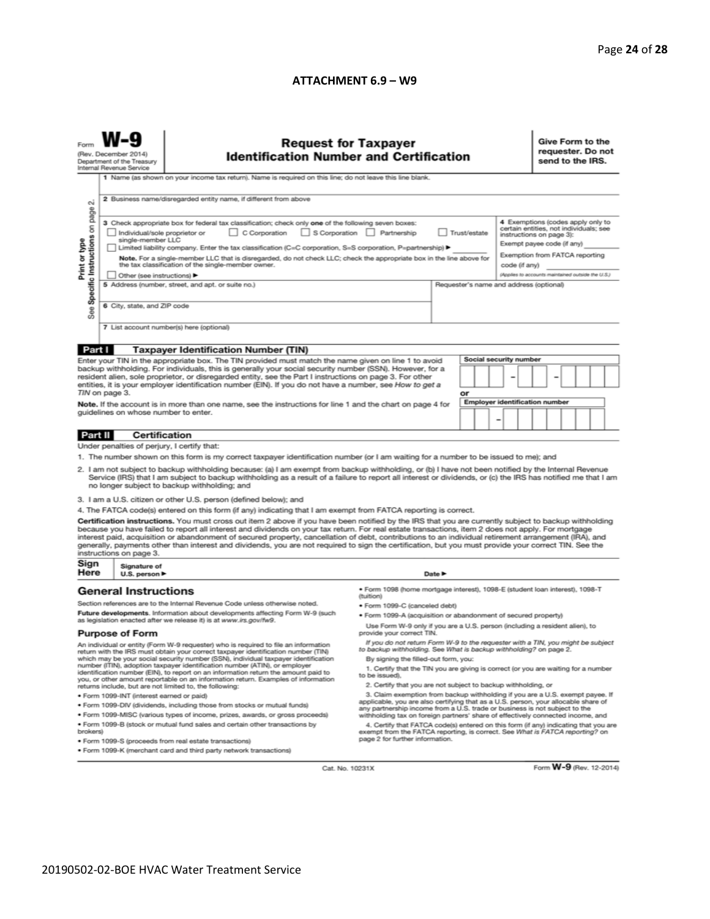## ATTACHMENT 6.9 – W9

Form **W-9**
(Rev. December 2014)
Department of the Treasury
Internal Revenue Service

# Request for Taxpayer Identification Number and Certification

**Give Form to the requester. Do not send to the IRS.**

Print or type
See Specific Instructions on page 2.

1 Name (as shown on your income tax return). Name is required on this line; do not leave this line blank.

2 Business name/disregarded entity name, if different from above

3 Check appropriate box for federal tax classification; check only **one** of the following seven boxes:
☐ Individual/sole proprietor or single-member LLC ☐ C Corporation ☐ S Corporation ☐ Partnership ☐ Trust/estate
☐ Limited liability company. Enter the tax classification (C=C corporation, S=S corporation, P=partnership) ► ________
**Note.** For a single-member LLC that is disregarded, do not check LLC; check the appropriate box in the line above for the tax classification of the single-member owner.
☐ Other (see instructions) ►

4 Exemptions (codes apply only to certain entities, not individuals; see instructions on page 3):
Exempt payee code (if any) ________
Exemption from FATCA reporting code (if any) ________
(Applies to accounts maintained outside the U.S.)

5 Address (number, street, and apt. or suite no.)

Requester's name and address (optional)

6 City, state, and ZIP code

7 List account number(s) here (optional)

## Part I Taxpayer Identification Number (TIN)

Enter your TIN in the appropriate box. The TIN provided must match the name given on line 1 to avoid backup withholding. For individuals, this is generally your social security number (SSN). However, for a resident alien, sole proprietor, or disregarded entity, see the Part I instructions on page 3. For other entities, it is your employer identification number (EIN). If you do not have a number, see *How to get a TIN* on page 3.

**Note.** If the account is in more than one name, see the instructions for line 1 and the chart on page 4 for guidelines on whose number to enter.

Social security number
[ ][ ][ ] – [ ][ ] – [ ][ ][ ][ ]

or

Employer identification number
[ ][ ] – [ ][ ][ ][ ][ ][ ][ ]

## Part II Certification

Under penalties of perjury, I certify that:

1. The number shown on this form is my correct taxpayer identification number (or I am waiting for a number to be issued to me); and
2. I am not subject to backup withholding because: (a) I am exempt from backup withholding, or (b) I have not been notified by the Internal Revenue Service (IRS) that I am subject to backup withholding as a result of a failure to report all interest or dividends, or (c) the IRS has notified me that I am no longer subject to backup withholding; and
3. I am a U.S. citizen or other U.S. person (defined below); and
4. The FATCA code(s) entered on this form (if any) indicating that I am exempt from FATCA reporting is correct.

**Certification instructions.** You must cross out item 2 above if you have been notified by the IRS that you are currently subject to backup withholding because you have failed to report all interest and dividends on your tax return. For real estate transactions, item 2 does not apply. For mortgage interest paid, acquisition or abandonment of secured property, cancellation of debt, contributions to an individual retirement arrangement (IRA), and generally, payments other than interest and dividends, you are not required to sign the certification, but you must provide your correct TIN. See the instructions on page 3.

**Sign Here** Signature of U.S. person ► Date ►

## General Instructions

Section references are to the Internal Revenue Code unless otherwise noted.

**Future developments.** Information about developments affecting Form W-9 (such as legislation enacted after we release it) is at *www.irs.gov/fw9*.

### Purpose of Form

An individual or entity (Form W-9 requester) who is required to file an information return with the IRS must obtain your correct taxpayer identification number (TIN) which may be your social security number (SSN), individual taxpayer identification number (ITIN), adoption taxpayer identification number (ATIN), or employer identification number (EIN), to report on an information return the amount paid to you, or other amount reportable on an information return. Examples of information returns include, but are not limited to, the following:

- Form 1099-INT (interest earned or paid)
- Form 1099-DIV (dividends, including those from stocks or mutual funds)
- Form 1099-MISC (various types of income, prizes, awards, or gross proceeds)
- Form 1099-B (stock or mutual fund sales and certain other transactions by brokers)
- Form 1099-S (proceeds from real estate transactions)
- Form 1099-K (merchant card and third party network transactions)
- Form 1098 (home mortgage interest), 1098-E (student loan interest), 1098-T (tuition)
- Form 1099-C (canceled debt)
- Form 1099-A (acquisition or abandonment of secured property)

Use Form W-9 only if you are a U.S. person (including a resident alien), to provide your correct TIN.

*If you do not return Form W-9 to the requester with a TIN, you might be subject to backup withholding. See What is backup withholding? on page 2.*

By signing the filled-out form, you:

1. Certify that the TIN you are giving is correct (or you are waiting for a number to be issued),
2. Certify that you are not subject to backup withholding, or
3. Claim exemption from backup withholding if you are a U.S. exempt payee. If applicable, you are also certifying that as a U.S. person, your allocable share of any partnership income from a U.S. trade or business is not subject to the withholding tax on foreign partners' share of effectively connected income, and
4. Certify that FATCA code(s) entered on this form (if any) indicating that you are exempt from the FATCA reporting, is correct. See *What is FATCA reporting?* on page 2 for further information.

Cat. No. 10231X

Form **W-9** (Rev. 12-2014)

20190502-02-BOE HVAC Water Treatment Service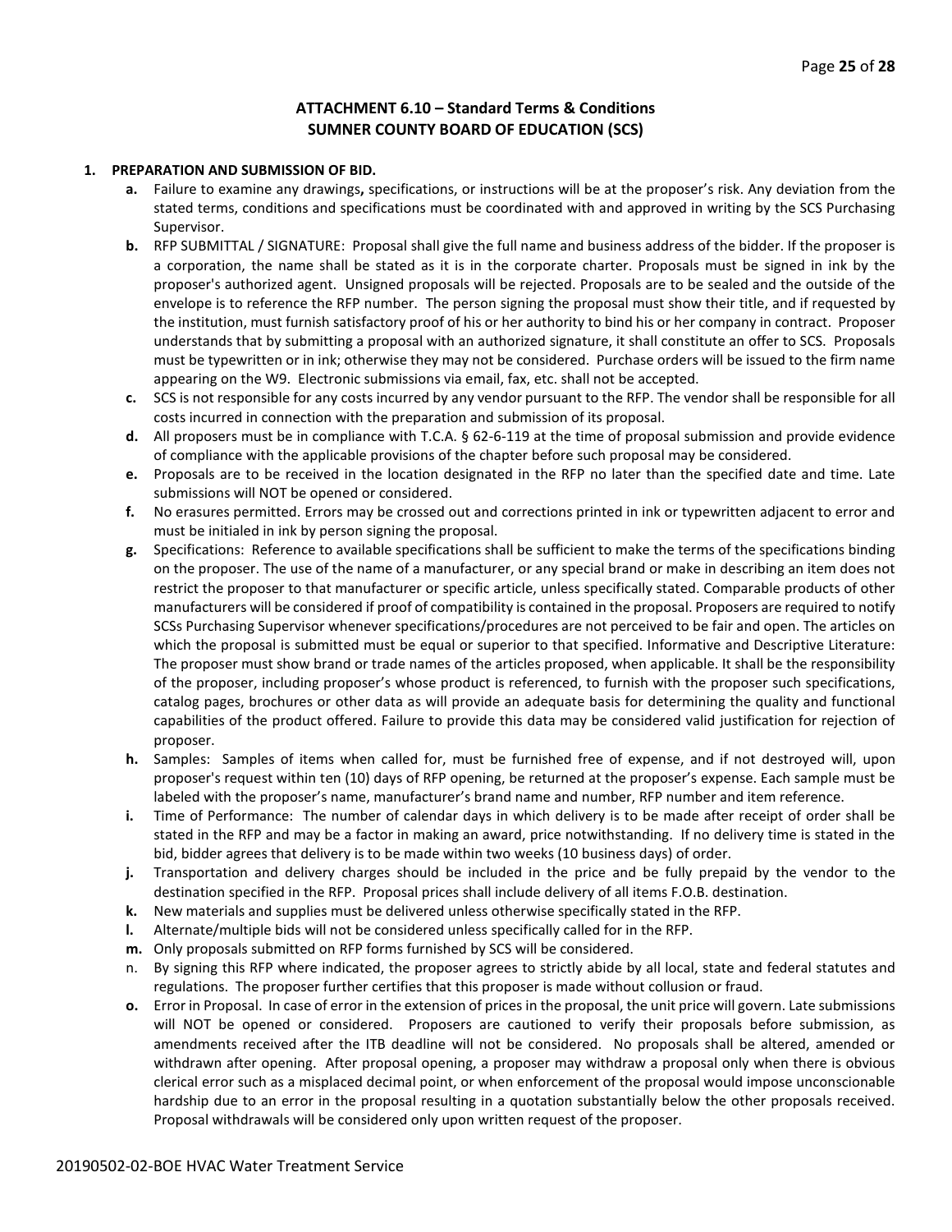## ATTACHMENT 6.10 – Standard Terms & Conditions
## SUMNER COUNTY BOARD OF EDUCATION (SCS)

**1. PREPARATION AND SUBMISSION OF BID.**

- **a.** Failure to examine any drawings**,** specifications, or instructions will be at the proposer's risk. Any deviation from the stated terms, conditions and specifications must be coordinated with and approved in writing by the SCS Purchasing Supervisor.
- **b.** RFP SUBMITTAL / SIGNATURE: Proposal shall give the full name and business address of the bidder. If the proposer is a corporation, the name shall be stated as it is in the corporate charter. Proposals must be signed in ink by the proposer's authorized agent. Unsigned proposals will be rejected. Proposals are to be sealed and the outside of the envelope is to reference the RFP number. The person signing the proposal must show their title, and if requested by the institution, must furnish satisfactory proof of his or her authority to bind his or her company in contract. Proposer understands that by submitting a proposal with an authorized signature, it shall constitute an offer to SCS. Proposals must be typewritten or in ink; otherwise they may not be considered. Purchase orders will be issued to the firm name appearing on the W9. Electronic submissions via email, fax, etc. shall not be accepted.
- **c.** SCS is not responsible for any costs incurred by any vendor pursuant to the RFP. The vendor shall be responsible for all costs incurred in connection with the preparation and submission of its proposal.
- **d.** All proposers must be in compliance with T.C.A. § 62-6-119 at the time of proposal submission and provide evidence of compliance with the applicable provisions of the chapter before such proposal may be considered.
- **e.** Proposals are to be received in the location designated in the RFP no later than the specified date and time. Late submissions will NOT be opened or considered.
- **f.** No erasures permitted. Errors may be crossed out and corrections printed in ink or typewritten adjacent to error and must be initialed in ink by person signing the proposal.
- **g.** Specifications: Reference to available specifications shall be sufficient to make the terms of the specifications binding on the proposer. The use of the name of a manufacturer, or any special brand or make in describing an item does not restrict the proposer to that manufacturer or specific article, unless specifically stated. Comparable products of other manufacturers will be considered if proof of compatibility is contained in the proposal. Proposers are required to notify SCSs Purchasing Supervisor whenever specifications/procedures are not perceived to be fair and open. The articles on which the proposal is submitted must be equal or superior to that specified. Informative and Descriptive Literature: The proposer must show brand or trade names of the articles proposed, when applicable. It shall be the responsibility of the proposer, including proposer's whose product is referenced, to furnish with the proposer such specifications, catalog pages, brochures or other data as will provide an adequate basis for determining the quality and functional capabilities of the product offered. Failure to provide this data may be considered valid justification for rejection of proposer.
- **h.** Samples: Samples of items when called for, must be furnished free of expense, and if not destroyed will, upon proposer's request within ten (10) days of RFP opening, be returned at the proposer's expense. Each sample must be labeled with the proposer's name, manufacturer's brand name and number, RFP number and item reference.
- **i.** Time of Performance: The number of calendar days in which delivery is to be made after receipt of order shall be stated in the RFP and may be a factor in making an award, price notwithstanding. If no delivery time is stated in the bid, bidder agrees that delivery is to be made within two weeks (10 business days) of order.
- **j.** Transportation and delivery charges should be included in the price and be fully prepaid by the vendor to the destination specified in the RFP. Proposal prices shall include delivery of all items F.O.B. destination.
- **k.** New materials and supplies must be delivered unless otherwise specifically stated in the RFP.
- **l.** Alternate/multiple bids will not be considered unless specifically called for in the RFP.
- **m.** Only proposals submitted on RFP forms furnished by SCS will be considered.
- n. By signing this RFP where indicated, the proposer agrees to strictly abide by all local, state and federal statutes and regulations. The proposer further certifies that this proposer is made without collusion or fraud.
- **o.** Error in Proposal. In case of error in the extension of prices in the proposal, the unit price will govern. Late submissions will NOT be opened or considered. Proposers are cautioned to verify their proposals before submission, as amendments received after the ITB deadline will not be considered. No proposals shall be altered, amended or withdrawn after opening. After proposal opening, a proposer may withdraw a proposal only when there is obvious clerical error such as a misplaced decimal point, or when enforcement of the proposal would impose unconscionable hardship due to an error in the proposal resulting in a quotation substantially below the other proposals received. Proposal withdrawals will be considered only upon written request of the proposer.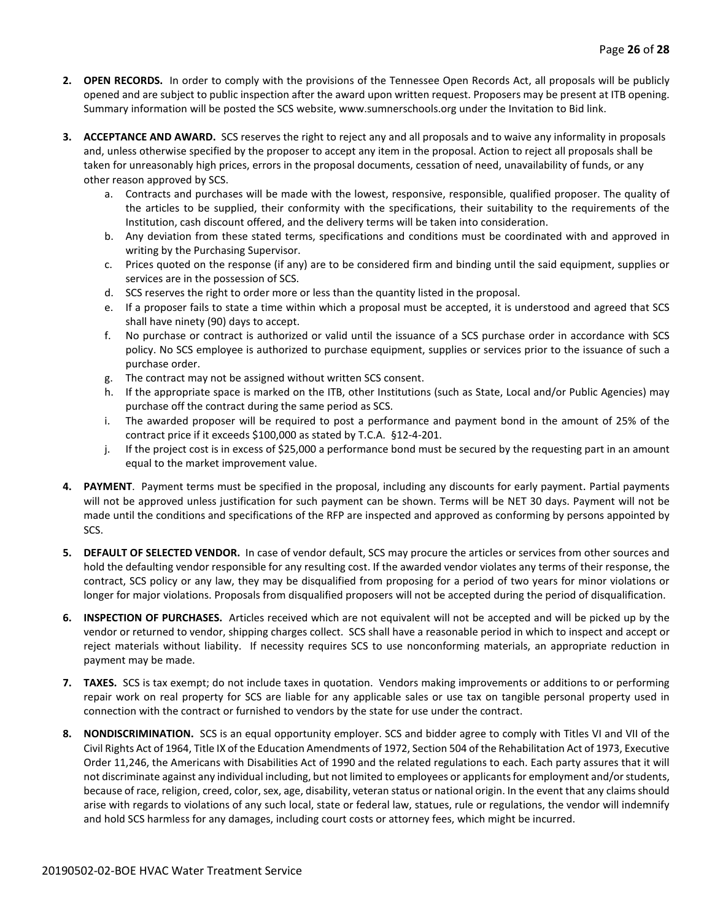2. **OPEN RECORDS.** In order to comply with the provisions of the Tennessee Open Records Act, all proposals will be publicly opened and are subject to public inspection after the award upon written request. Proposers may be present at ITB opening. Summary information will be posted the SCS website, www.sumnerschools.org under the Invitation to Bid link.

3. **ACCEPTANCE AND AWARD.** SCS reserves the right to reject any and all proposals and to waive any informality in proposals and, unless otherwise specified by the proposer to accept any item in the proposal. Action to reject all proposals shall be taken for unreasonably high prices, errors in the proposal documents, cessation of need, unavailability of funds, or any other reason approved by SCS.
   a. Contracts and purchases will be made with the lowest, responsive, responsible, qualified proposer. The quality of the articles to be supplied, their conformity with the specifications, their suitability to the requirements of the Institution, cash discount offered, and the delivery terms will be taken into consideration.
   b. Any deviation from these stated terms, specifications and conditions must be coordinated with and approved in writing by the Purchasing Supervisor.
   c. Prices quoted on the response (if any) are to be considered firm and binding until the said equipment, supplies or services are in the possession of SCS.
   d. SCS reserves the right to order more or less than the quantity listed in the proposal.
   e. If a proposer fails to state a time within which a proposal must be accepted, it is understood and agreed that SCS shall have ninety (90) days to accept.
   f. No purchase or contract is authorized or valid until the issuance of a SCS purchase order in accordance with SCS policy. No SCS employee is authorized to purchase equipment, supplies or services prior to the issuance of such a purchase order.
   g. The contract may not be assigned without written SCS consent.
   h. If the appropriate space is marked on the ITB, other Institutions (such as State, Local and/or Public Agencies) may purchase off the contract during the same period as SCS.
   i. The awarded proposer will be required to post a performance and payment bond in the amount of 25% of the contract price if it exceeds $100,000 as stated by T.C.A. §12-4-201.
   j. If the project cost is in excess of $25,000 a performance bond must be secured by the requesting part in an amount equal to the market improvement value.

4. **PAYMENT**. Payment terms must be specified in the proposal, including any discounts for early payment. Partial payments will not be approved unless justification for such payment can be shown. Terms will be NET 30 days. Payment will not be made until the conditions and specifications of the RFP are inspected and approved as conforming by persons appointed by SCS.

5. **DEFAULT OF SELECTED VENDOR.** In case of vendor default, SCS may procure the articles or services from other sources and hold the defaulting vendor responsible for any resulting cost. If the awarded vendor violates any terms of their response, the contract, SCS policy or any law, they may be disqualified from proposing for a period of two years for minor violations or longer for major violations. Proposals from disqualified proposers will not be accepted during the period of disqualification.

6. **INSPECTION OF PURCHASES.** Articles received which are not equivalent will not be accepted and will be picked up by the vendor or returned to vendor, shipping charges collect. SCS shall have a reasonable period in which to inspect and accept or reject materials without liability. If necessity requires SCS to use nonconforming materials, an appropriate reduction in payment may be made.

7. **TAXES.** SCS is tax exempt; do not include taxes in quotation. Vendors making improvements or additions to or performing repair work on real property for SCS are liable for any applicable sales or use tax on tangible personal property used in connection with the contract or furnished to vendors by the state for use under the contract.

8. **NONDISCRIMINATION.** SCS is an equal opportunity employer. SCS and bidder agree to comply with Titles VI and VII of the Civil Rights Act of 1964, Title IX of the Education Amendments of 1972, Section 504 of the Rehabilitation Act of 1973, Executive Order 11,246, the Americans with Disabilities Act of 1990 and the related regulations to each. Each party assures that it will not discriminate against any individual including, but not limited to employees or applicants for employment and/or students, because of race, religion, creed, color, sex, age, disability, veteran status or national origin. In the event that any claims should arise with regards to violations of any such local, state or federal law, statues, rule or regulations, the vendor will indemnify and hold SCS harmless for any damages, including court costs or attorney fees, which might be incurred.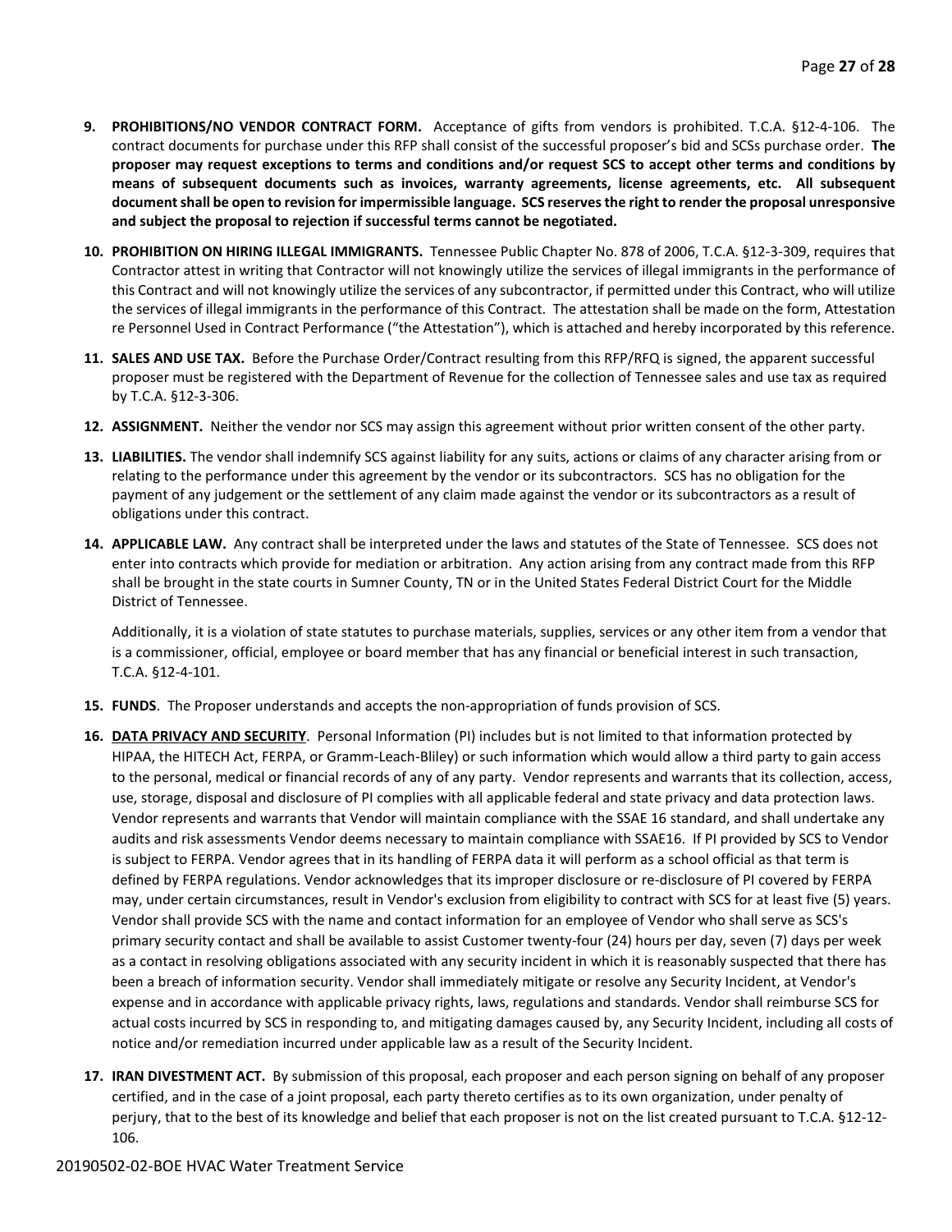9. **PROHIBITIONS/NO VENDOR CONTRACT FORM.** Acceptance of gifts from vendors is prohibited. T.C.A. §12-4-106. The contract documents for purchase under this RFP shall consist of the successful proposer's bid and SCSs purchase order. **The proposer may request exceptions to terms and conditions and/or request SCS to accept other terms and conditions by means of subsequent documents such as invoices, warranty agreements, license agreements, etc. All subsequent document shall be open to revision for impermissible language. SCS reserves the right to render the proposal unresponsive and subject the proposal to rejection if successful terms cannot be negotiated.**

10. **PROHIBITION ON HIRING ILLEGAL IMMIGRANTS.** Tennessee Public Chapter No. 878 of 2006, T.C.A. §12-3-309, requires that Contractor attest in writing that Contractor will not knowingly utilize the services of illegal immigrants in the performance of this Contract and will not knowingly utilize the services of any subcontractor, if permitted under this Contract, who will utilize the services of illegal immigrants in the performance of this Contract. The attestation shall be made on the form, Attestation re Personnel Used in Contract Performance ("the Attestation"), which is attached and hereby incorporated by this reference.

11. **SALES AND USE TAX.** Before the Purchase Order/Contract resulting from this RFP/RFQ is signed, the apparent successful proposer must be registered with the Department of Revenue for the collection of Tennessee sales and use tax as required by T.C.A. §12-3-306.

12. **ASSIGNMENT.** Neither the vendor nor SCS may assign this agreement without prior written consent of the other party.

13. **LIABILITIES.** The vendor shall indemnify SCS against liability for any suits, actions or claims of any character arising from or relating to the performance under this agreement by the vendor or its subcontractors. SCS has no obligation for the payment of any judgement or the settlement of any claim made against the vendor or its subcontractors as a result of obligations under this contract.

14. **APPLICABLE LAW.** Any contract shall be interpreted under the laws and statutes of the State of Tennessee. SCS does not enter into contracts which provide for mediation or arbitration. Any action arising from any contract made from this RFP shall be brought in the state courts in Sumner County, TN or in the United States Federal District Court for the Middle District of Tennessee.

    Additionally, it is a violation of state statutes to purchase materials, supplies, services or any other item from a vendor that is a commissioner, official, employee or board member that has any financial or beneficial interest in such transaction, T.C.A. §12-4-101.

15. **FUNDS**. The Proposer understands and accepts the non-appropriation of funds provision of SCS.

16. **DATA PRIVACY AND SECURITY**. Personal Information (PI) includes but is not limited to that information protected by HIPAA, the HITECH Act, FERPA, or Gramm-Leach-Bliley) or such information which would allow a third party to gain access to the personal, medical or financial records of any of any party. Vendor represents and warrants that its collection, access, use, storage, disposal and disclosure of PI complies with all applicable federal and state privacy and data protection laws. Vendor represents and warrants that Vendor will maintain compliance with the SSAE 16 standard, and shall undertake any audits and risk assessments Vendor deems necessary to maintain compliance with SSAE16. If PI provided by SCS to Vendor is subject to FERPA. Vendor agrees that in its handling of FERPA data it will perform as a school official as that term is defined by FERPA regulations. Vendor acknowledges that its improper disclosure or re-disclosure of PI covered by FERPA may, under certain circumstances, result in Vendor's exclusion from eligibility to contract with SCS for at least five (5) years. Vendor shall provide SCS with the name and contact information for an employee of Vendor who shall serve as SCS's primary security contact and shall be available to assist Customer twenty-four (24) hours per day, seven (7) days per week as a contact in resolving obligations associated with any security incident in which it is reasonably suspected that there has been a breach of information security. Vendor shall immediately mitigate or resolve any Security Incident, at Vendor's expense and in accordance with applicable privacy rights, laws, regulations and standards. Vendor shall reimburse SCS for actual costs incurred by SCS in responding to, and mitigating damages caused by, any Security Incident, including all costs of notice and/or remediation incurred under applicable law as a result of the Security Incident.

17. **IRAN DIVESTMENT ACT.** By submission of this proposal, each proposer and each person signing on behalf of any proposer certified, and in the case of a joint proposal, each party thereto certifies as to its own organization, under penalty of perjury, that to the best of its knowledge and belief that each proposer is not on the list created pursuant to T.C.A. §12-12-106.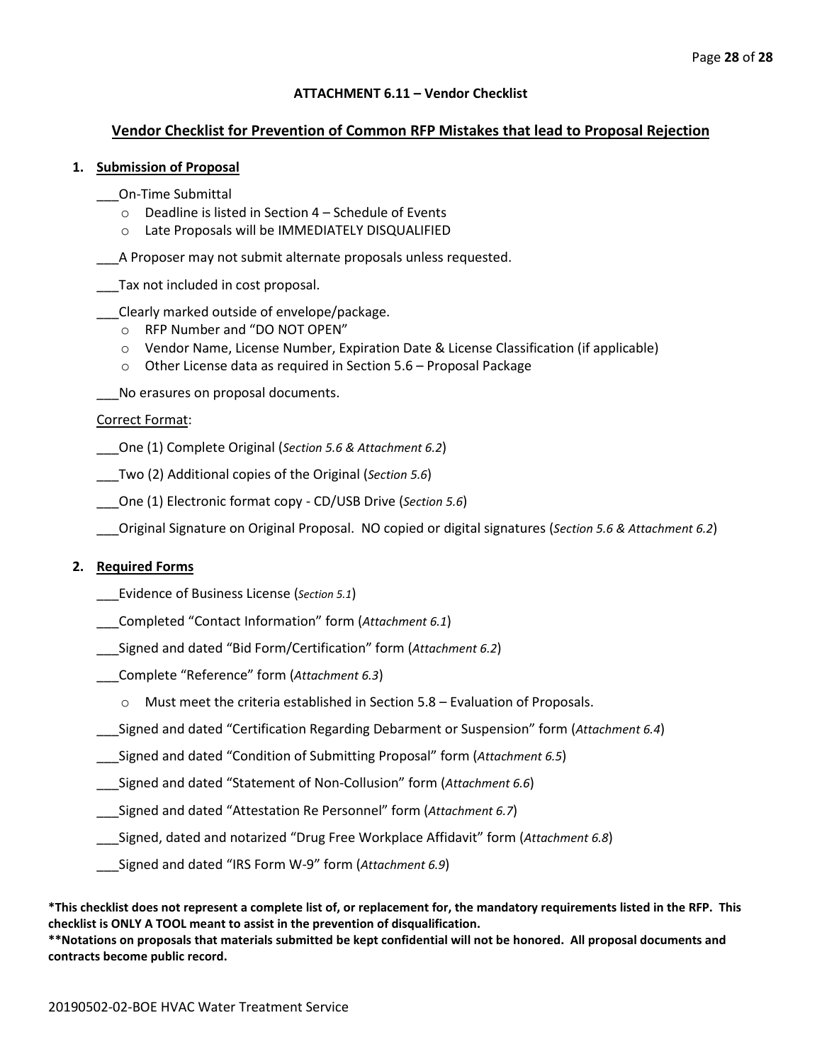**ATTACHMENT 6.11 – Vendor Checklist**

## Vendor Checklist for Prevention of Common RFP Mistakes that lead to Proposal Rejection

1. **Submission of Proposal**

___On-Time Submittal

- Deadline is listed in Section 4 – Schedule of Events
- Late Proposals will be IMMEDIATELY DISQUALIFIED

___A Proposer may not submit alternate proposals unless requested.

___Tax not included in cost proposal.

___Clearly marked outside of envelope/package.

- RFP Number and "DO NOT OPEN"
- Vendor Name, License Number, Expiration Date & License Classification (if applicable)
- Other License data as required in Section 5.6 – Proposal Package

___No erasures on proposal documents.

Correct Format:

___One (1) Complete Original (*Section 5.6 & Attachment 6.2*)

___Two (2) Additional copies of the Original (*Section 5.6*)

___One (1) Electronic format copy - CD/USB Drive (*Section 5.6*)

___Original Signature on Original Proposal. NO copied or digital signatures (*Section 5.6 & Attachment 6.2*)

2. **Required Forms**

___Evidence of Business License (*Section 5.1*)

___Completed "Contact Information" form (*Attachment 6.1*)

___Signed and dated "Bid Form/Certification" form (*Attachment 6.2*)

___Complete "Reference" form (*Attachment 6.3*)

- Must meet the criteria established in Section 5.8 – Evaluation of Proposals.

___Signed and dated "Certification Regarding Debarment or Suspension" form (*Attachment 6.4*)

___Signed and dated "Condition of Submitting Proposal" form (*Attachment 6.5*)

___Signed and dated "Statement of Non-Collusion" form (*Attachment 6.6*)

___Signed and dated "Attestation Re Personnel" form (*Attachment 6.7*)

___Signed, dated and notarized "Drug Free Workplace Affidavit" form (*Attachment 6.8*)

___Signed and dated "IRS Form W-9" form (*Attachment 6.9*)

**\*This checklist does not represent a complete list of, or replacement for, the mandatory requirements listed in the RFP. This checklist is ONLY A TOOL meant to assist in the prevention of disqualification.**

**\*\*Notations on proposals that materials submitted be kept confidential will not be honored. All proposal documents and contracts become public record.**